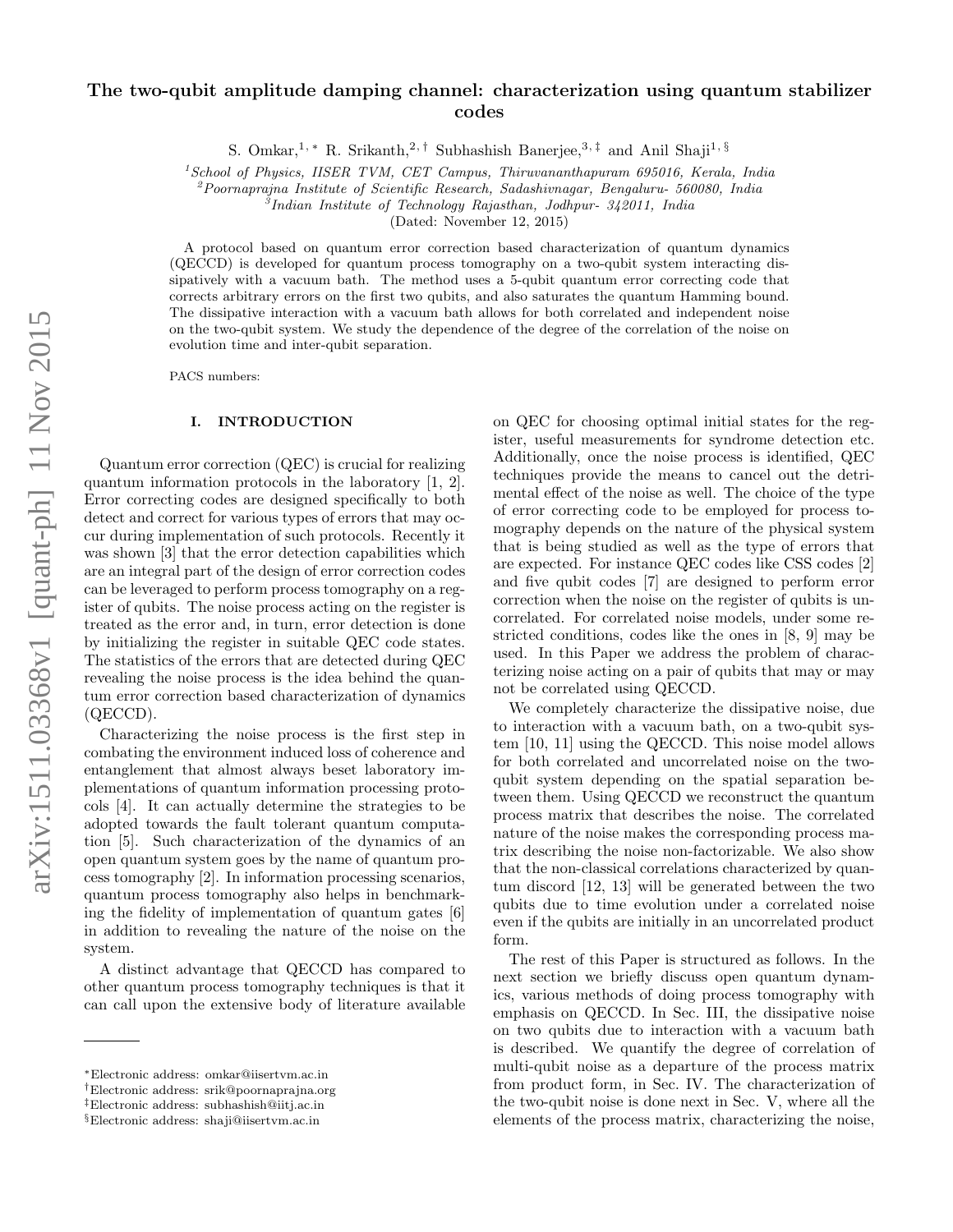# The two-qubit amplitude damping channel: characterization using quantum stabilizer codes

S. Omkar,[1,*] R. Srikanth,[2,†] Subhashish Banerjee,[3,‡] and Anil Shaji[1,§]

[1] School of Physics, IISER TVM, CET Campus, Thiruvananthapuram 695016, Kerala, India
[2] Poornaprajna Institute of Scientific Research, Sadashivnagar, Bengaluru- 560080, India
[3] Indian Institute of Technology Rajasthan, Jodhpur- 342011, India

(Dated: November 12, 2015)

A protocol based on quantum error correction based characterization of quantum dynamics (QECCD) is developed for quantum process tomography on a two-qubit system interacting dissipatively with a vacuum bath. The method uses a 5-qubit quantum error correcting code that corrects arbitrary errors on the first two qubits, and also saturates the quantum Hamming bound. The dissipative interaction with a vacuum bath allows for both correlated and independent noise on the two-qubit system. We study the dependence of the degree of the correlation of the noise on evolution time and inter-qubit separation.

PACS numbers:

## I. INTRODUCTION

Quantum error correction (QEC) is crucial for realizing quantum information protocols in the laboratory [1, 2]. Error correcting codes are designed specifically to both detect and correct for various types of errors that may occur during implementation of such protocols. Recently it was shown [3] that the error detection capabilities which are an integral part of the design of error correction codes can be leveraged to perform process tomography on a register of qubits. The noise process acting on the register is treated as the error and, in turn, error detection is done by initializing the register in suitable QEC code states. The statistics of the errors that are detected during QEC revealing the noise process is the idea behind the quantum error correction based characterization of dynamics (QECCD).

Characterizing the noise process is the first step in combating the environment induced loss of coherence and entanglement that almost always beset laboratory implementations of quantum information processing protocols [4]. It can actually determine the strategies to be adopted towards the fault tolerant quantum computation [5]. Such characterization of the dynamics of an open quantum system goes by the name of quantum process tomography [2]. In information processing scenarios, quantum process tomography also helps in benchmarking the fidelity of implementation of quantum gates [6] in addition to revealing the nature of the noise on the system.

A distinct advantage that QECCD has compared to other quantum process tomography techniques is that it can call upon the extensive body of literature available on QEC for choosing optimal initial states for the register, useful measurements for syndrome detection etc. Additionally, once the noise process is identified, QEC techniques provide the means to cancel out the detrimental effect of the noise as well. The choice of the type of error correcting code to be employed for process tomography depends on the nature of the physical system that is being studied as well as the type of errors that are expected. For instance QEC codes like CSS codes [2] and five qubit codes [7] are designed to perform error correction when the noise on the register of qubits is uncorrelated. For correlated noise models, under some restricted conditions, codes like the ones in [8, 9] may be used. In this Paper we address the problem of characterizing noise acting on a pair of qubits that may or may not be correlated using QECCD.

We completely characterize the dissipative noise, due to interaction with a vacuum bath, on a two-qubit system [10, 11] using the QECCD. This noise model allows for both correlated and uncorrelated noise on the two-qubit system depending on the spatial separation between them. Using QECCD we reconstruct the quantum process matrix that describes the noise. The correlated nature of the noise makes the corresponding process matrix describing the noise non-factorizable. We also show that the non-classical correlations characterized by quantum discord [12, 13] will be generated between the two qubits due to time evolution under a correlated noise even if the qubits are initially in an uncorrelated product form.

The rest of this Paper is structured as follows. In the next section we briefly discuss open quantum dynamics, various methods of doing process tomography with emphasis on QECCD. In Sec. III, the dissipative noise on two qubits due to interaction with a vacuum bath is described. We quantify the degree of correlation of multi-qubit noise as a departure of the process matrix from product form, in Sec. IV. The characterization of the two-qubit noise is done next in Sec. V, where all the elements of the process matrix, characterizing the noise,

*Electronic address: omkar@iisertvm.ac.in
†Electronic address: srik@poornaprajna.org
‡Electronic address: subhashish@iitj.ac.in
§Electronic address: shaji@iisertvm.ac.in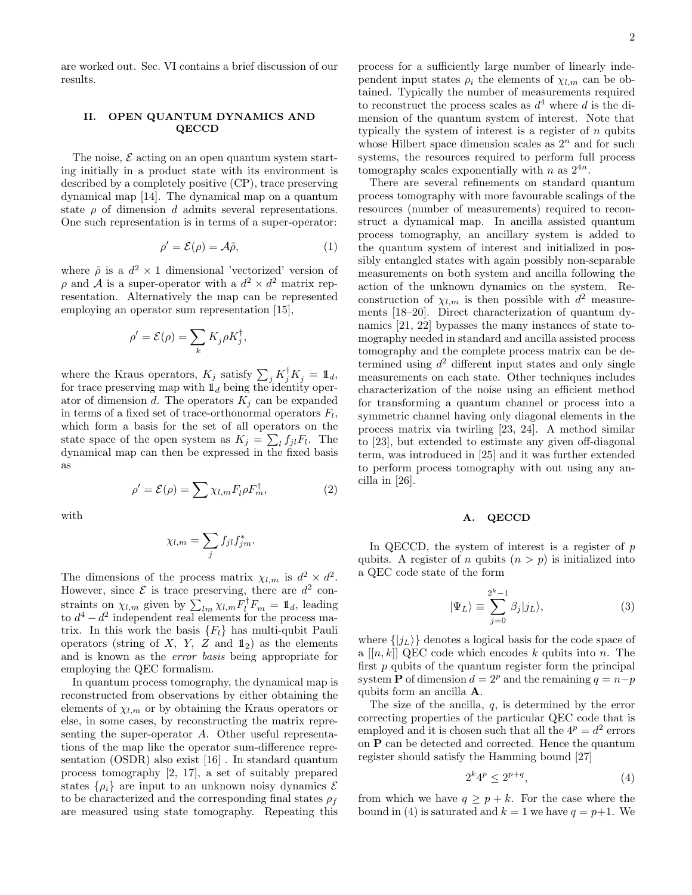are worked out. Sec. VI contains a brief discussion of our results.

## II. OPEN QUANTUM DYNAMICS AND QECCD

The noise, $\mathcal{E}$ acting on an open quantum system starting initially in a product state with its environment is described by a completely positive (CP), trace preserving dynamical map [14]. The dynamical map on a quantum state $\rho$ of dimension $d$ admits several representations. One such representation is in terms of a super-operator:

$$\rho' = \mathcal{E}(\rho) = \mathcal{A}\tilde{\rho}, \tag{1}$$

where $\tilde{\rho}$ is a $d^2 \times 1$ dimensional 'vectorized' version of $\rho$ and $\mathcal{A}$ is a super-operator with a $d^2 \times d^2$ matrix representation. Alternatively the map can be represented employing an operator sum representation [15],

$$\rho' = \mathcal{E}(\rho) = \sum_k K_j \rho K_j^\dagger,$$

where the Kraus operators, $K_j$ satisfy $\sum_j K_j^\dagger K_j = \mathbb{1}_d$, for trace preserving map with $\mathbb{1}_d$ being the identity operator of dimension $d$. The operators $K_j$ can be expanded in terms of a fixed set of trace-orthonormal operators $F_l$, which form a basis for the set of all operators on the state space of the open system as $K_j = \sum_l f_{jl} F_l$. The dynamical map can then be expressed in the fixed basis as

$$\rho' = \mathcal{E}(\rho) = \sum \chi_{l,m} F_l \rho F_m^\dagger, \tag{2}$$

with

$$\chi_{l,m} = \sum_j f_{jl} f_{jm}^*.$$

The dimensions of the process matrix $\chi_{l,m}$ is $d^2 \times d^2$. However, since $\mathcal{E}$ is trace preserving, there are $d^2$ constraints on $\chi_{l,m}$ given by $\sum_{lm} \chi_{l,m} F_l^\dagger F_m = \mathbb{1}_d$, leading to $d^4 - d^2$ independent real elements for the process matrix. In this work the basis $\{F_l\}$ has multi-qubit Pauli operators (string of $X$, $Y$, $Z$ and $\mathbb{1}_2$) as the elements and is known as the *error basis* being appropriate for employing the QEC formalism.

In quantum process tomography, the dynamical map is reconstructed from observations by either obtaining the elements of $\chi_{l,m}$ or by obtaining the Kraus operators or else, in some cases, by reconstructing the matrix representing the super-operator $A$. Other useful representations of the map like the operator sum-difference representation (OSDR) also exist [16] . In standard quantum process tomography [2, 17], a set of suitably prepared states $\{\rho_i\}$ are input to an unknown noisy dynamics $\mathcal{E}$ to be characterized and the corresponding final states $\rho_f$ are measured using state tomography. Repeating this process for a sufficiently large number of linearly independent input states $\rho_i$ the elements of $\chi_{l,m}$ can be obtained. Typically the number of measurements required to reconstruct the process scales as $d^4$ where $d$ is the dimension of the quantum system of interest. Note that typically the system of interest is a register of $n$ qubits whose Hilbert space dimension scales as $2^n$ and for such systems, the resources required to perform full process tomography scales exponentially with $n$ as $2^{4n}$.

There are several refinements on standard quantum process tomography with more favourable scalings of the resources (number of measurements) required to reconstruct a dynamical map. In ancilla assisted quantum process tomography, an ancillary system is added to the quantum system of interest and initialized in possibly entangled states with again possibly non-separable measurements on both system and ancilla following the action of the unknown dynamics on the system. Reconstruction of $\chi_{l,m}$ is then possible with $d^2$ measurements [18–20]. Direct characterization of quantum dynamics [21, 22] bypasses the many instances of state tomography needed in standard and ancilla assisted process tomography and the complete process matrix can be determined using $d^2$ different input states and only single measurements on each state. Other techniques includes characterization of the noise using an efficient method for transforming a quantum channel or process into a symmetric channel having only diagonal elements in the process matrix via twirling [23, 24]. A method similar to [23], but extended to estimate any given off-diagonal term, was introduced in [25] and it was further extended to perform process tomography with out using any ancilla in [26].

### A. QECCD

In QECCD, the system of interest is a register of $p$ qubits. A register of $n$ qubits ($n > p$) is initialized into a QEC code state of the form

$$|\Psi_L\rangle \equiv \sum_{j=0}^{2^k-1} \beta_j |j_L\rangle, \tag{3}$$

where $\{|j_L\rangle\}$ denotes a logical basis for the code space of a $[[n, k]]$ QEC code which encodes $k$ qubits into $n$. The first $p$ qubits of the quantum register form the principal system $\mathbf{P}$ of dimension $d = 2^p$ and the remaining $q = n-p$ qubits form an ancilla $\mathbf{A}$.

The size of the ancilla, $q$, is determined by the error correcting properties of the particular QEC code that is employed and it is chosen such that all the $4^p = d^2$ errors on $\mathbf{P}$ can be detected and corrected. Hence the quantum register should satisfy the Hamming bound [27]

$$2^k 4^p \leq 2^{p+q}, \tag{4}$$

from which we have $q \geq p + k$. For the case where the bound in (4) is saturated and $k = 1$ we have $q = p+1$. We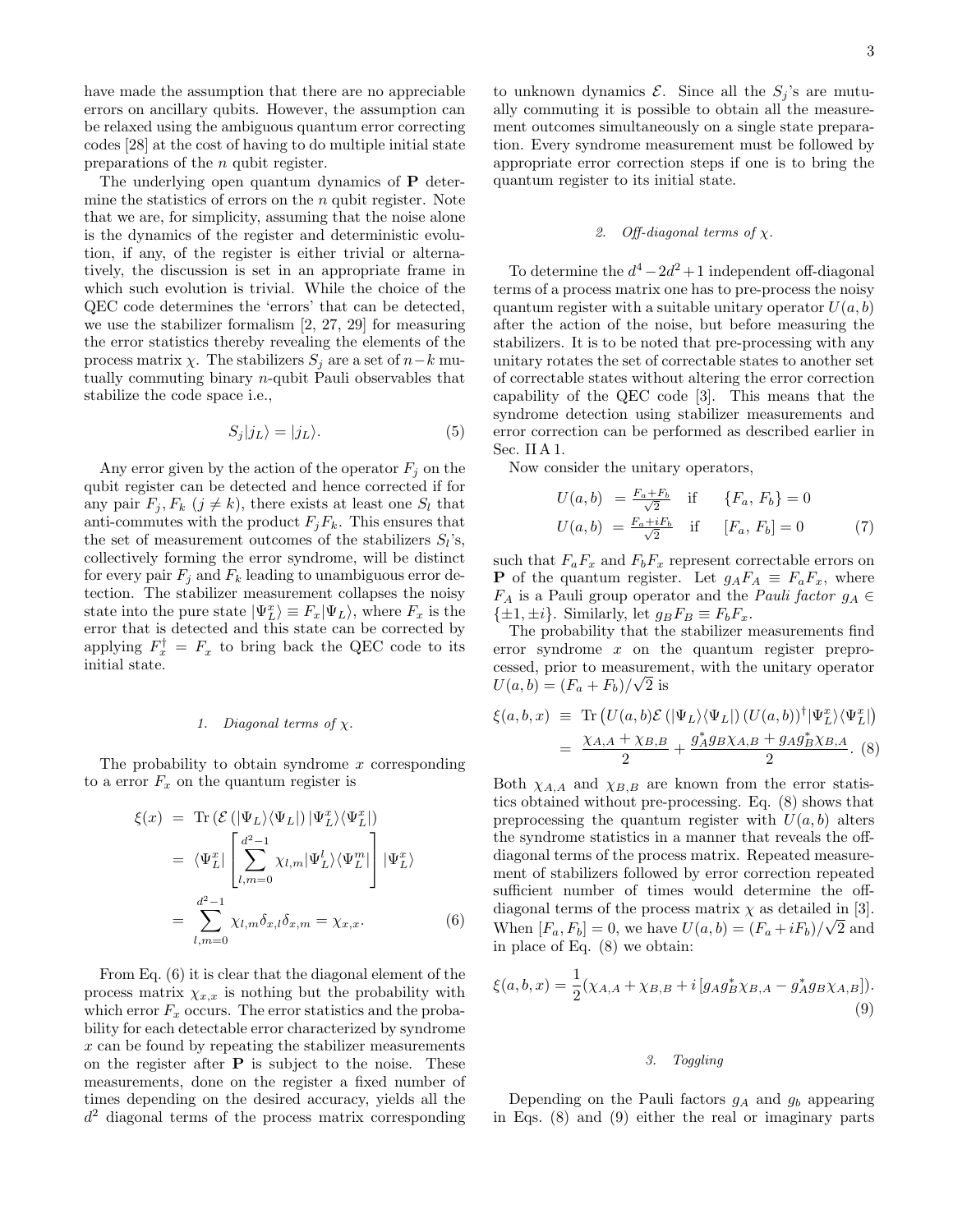have made the assumption that there are no appreciable errors on ancillary qubits. However, the assumption can be relaxed using the ambiguous quantum error correcting codes [28] at the cost of having to do multiple initial state preparations of the $n$ qubit register.

The underlying open quantum dynamics of $\mathbf{P}$ determine the statistics of errors on the $n$ qubit register. Note that we are, for simplicity, assuming that the noise alone is the dynamics of the register and deterministic evolution, if any, of the register is either trivial or alternatively, the discussion is set in an appropriate frame in which such evolution is trivial. While the choice of the QEC code determines the 'errors' that can be detected, we use the stabilizer formalism [2, 27, 29] for measuring the error statistics thereby revealing the elements of the process matrix $\chi$. The stabilizers $S_j$ are a set of $n-k$ mutually commuting binary $n$-qubit Pauli observables that stabilize the code space i.e.,

$$S_j|j_L\rangle = |j_L\rangle. \tag{5}$$

Any error given by the action of the operator $F_j$ on the qubit register can be detected and hence corrected if for any pair $F_j, F_k$ $(j \neq k)$, there exists at least one $S_l$ that anti-commutes with the product $F_jF_k$. This ensures that the set of measurement outcomes of the stabilizers $S_l$'s, collectively forming the error syndrome, will be distinct for every pair $F_j$ and $F_k$ leading to unambiguous error detection. The stabilizer measurement collapses the noisy state into the pure state $|\Psi_L^x\rangle \equiv F_x|\Psi_L\rangle$, where $F_x$ is the error that is detected and this state can be corrected by applying $F_x^\dagger = F_x$ to bring back the QEC code to its initial state.

#### 1. Diagonal terms of $\chi$.

The probability to obtain syndrome $x$ corresponding to a error $F_x$ on the quantum register is

$$\begin{aligned}
\xi(x) &= \mathrm{Tr}\left(\mathcal{E}\left(|\Psi_L\rangle\langle\Psi_L|\right)|\Psi_L^x\rangle\langle\Psi_L^x|\right) \\
&= \langle\Psi_L^x|\left[\sum_{l,m=0}^{d^2-1}\chi_{l,m}|\Psi_L^l\rangle\langle\Psi_L^m|\right]|\Psi_L^x\rangle \\
&= \sum_{l,m=0}^{d^2-1}\chi_{l,m}\delta_{x,l}\delta_{x,m} = \chi_{x,x}.
\end{aligned} \tag{6}$$

From Eq. (6) it is clear that the diagonal element of the process matrix $\chi_{x,x}$ is nothing but the probability with which error $F_x$ occurs. The error statistics and the probability for each detectable error characterized by syndrome $x$ can be found by repeating the stabilizer measurements on the register after $\mathbf{P}$ is subject to the noise. These measurements, done on the register a fixed number of times depending on the desired accuracy, yields all the $d^2$ diagonal terms of the process matrix corresponding to unknown dynamics $\mathcal{E}$. Since all the $S_j$'s are mutually commuting it is possible to obtain all the measurement outcomes simultaneously on a single state preparation. Every syndrome measurement must be followed by appropriate error correction steps if one is to bring the quantum register to its initial state.

#### 2. Off-diagonal terms of $\chi$.

To determine the $d^4-2d^2+1$ independent off-diagonal terms of a process matrix one has to pre-process the noisy quantum register with a suitable unitary operator $U(a,b)$ after the action of the noise, but before measuring the stabilizers. It is to be noted that pre-processing with any unitary rotates the set of correctable states to another set of correctable states without altering the error correction capability of the QEC code [3]. This means that the syndrome detection using stabilizer measurements and error correction can be performed as described earlier in Sec. II A 1.

Now consider the unitary operators,

$$\begin{aligned}
U(a,b) &= \tfrac{F_a+F_b}{\sqrt{2}} \quad \text{if} \quad \{F_a,\,F_b\}=0 \\
U(a,b) &= \tfrac{F_a+iF_b}{\sqrt{2}} \quad \text{if} \quad [F_a,\,F_b]=0
\end{aligned} \tag{7}$$

such that $F_aF_x$ and $F_bF_x$ represent correctable errors on $\mathbf{P}$ of the quantum register. Let $g_AF_A \equiv F_aF_x$, where $F_A$ is a Pauli group operator and the *Pauli factor* $g_A \in \{\pm1, \pm i\}$. Similarly, let $g_BF_B \equiv F_bF_x$.

The probability that the stabilizer measurements find error syndrome $x$ on the quantum register preprocessed, prior to measurement, with the unitary operator $U(a,b) = (F_a+F_b)/\sqrt{2}$ is

$$\begin{aligned}
\xi(a,b,x) &\equiv \mathrm{Tr}\left(U(a,b)\mathcal{E}\left(|\Psi_L\rangle\langle\Psi_L|\right)(U(a,b))^\dagger|\Psi_L^x\rangle\langle\Psi_L^x|\right) \\
&= \frac{\chi_{A,A}+\chi_{B,B}}{2} + \frac{g_A^*g_B\chi_{A,B}+g_Ag_B^*\chi_{B,A}}{2}.
\end{aligned} \tag{8}$$

Both $\chi_{A,A}$ and $\chi_{B,B}$ are known from the error statistics obtained without pre-processing. Eq. (8) shows that preprocessing the quantum register with $U(a,b)$ alters the syndrome statistics in a manner that reveals the off-diagonal terms of the process matrix. Repeated measurement of stabilizers followed by error correction repeated sufficient number of times would determine the off-diagonal terms of the process matrix $\chi$ as detailed in [3]. When $[F_a,F_b]=0$, we have $U(a,b) = (F_a+iF_b)/\sqrt{2}$ and in place of Eq. (8) we obtain:

$$\xi(a,b,x) = \frac{1}{2}(\chi_{A,A}+\chi_{B,B}+i\left[g_Ag_B^*\chi_{B,A}-g_A^*g_B\chi_{A,B}\right]). \tag{9}$$

#### 3. Toggling

Depending on the Pauli factors $g_A$ and $g_b$ appearing in Eqs. (8) and (9) either the real or imaginary parts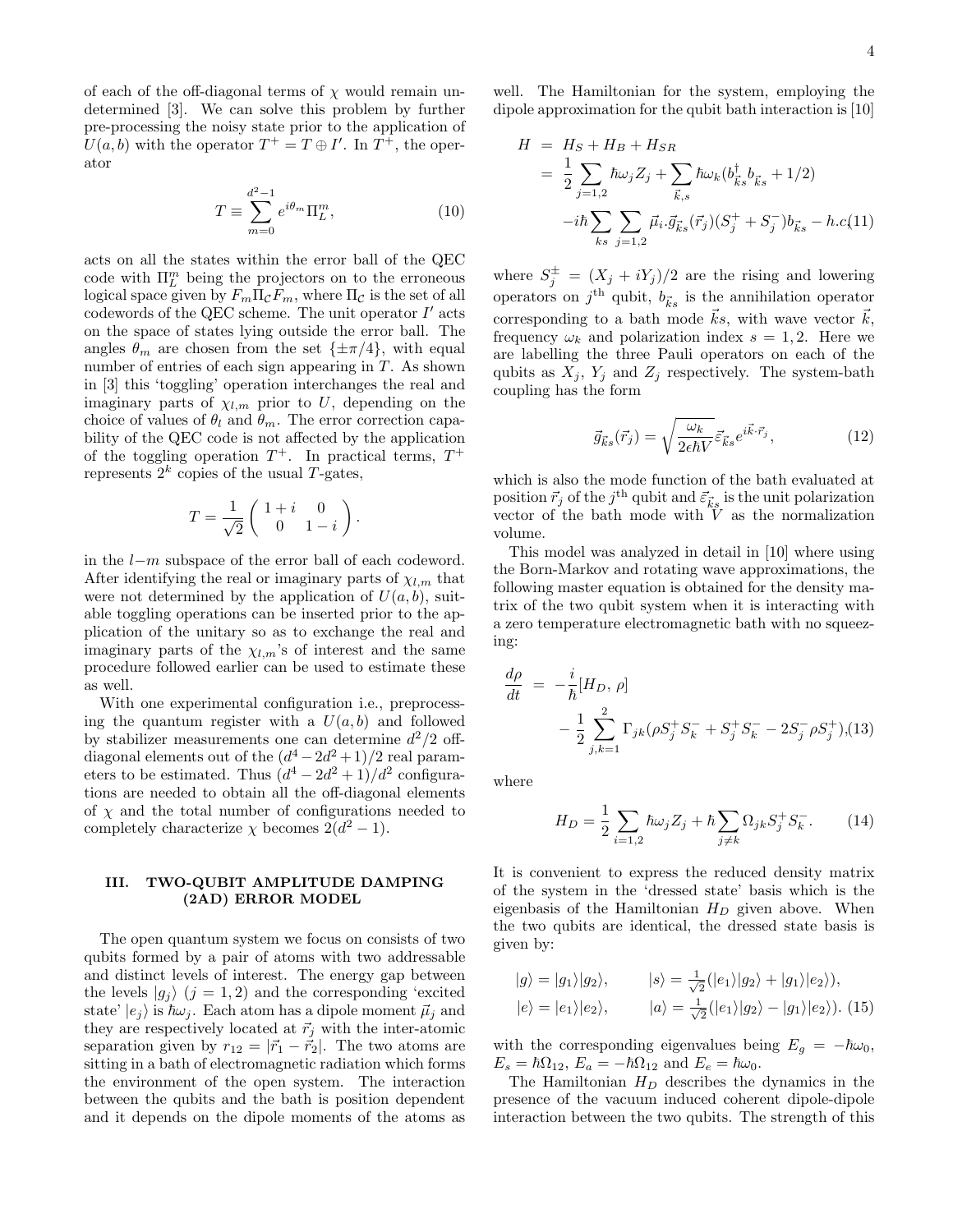of each of the off-diagonal terms of $\chi$ would remain undetermined [3]. We can solve this problem by further pre-processing the noisy state prior to the application of $U(a,b)$ with the operator $T^+ = T \oplus I'$. In $T^+$, the operator

$$T \equiv \sum_{m=0}^{d^2-1} e^{i\theta_m} \Pi_L^m, \tag{10}$$

acts on all the states within the error ball of the QEC code with $\Pi_L^m$ being the projectors on to the erroneous logical space given by $F_m \Pi_{\mathcal{C}} F_m$, where $\Pi_{\mathcal{C}}$ is the set of all codewords of the QEC scheme. The unit operator $I'$ acts on the space of states lying outside the error ball. The angles $\theta_m$ are chosen from the set $\{\pm\pi/4\}$, with equal number of entries of each sign appearing in $T$. As shown in [3] this 'toggling' operation interchanges the real and imaginary parts of $\chi_{l,m}$ prior to $U$, depending on the choice of values of $\theta_l$ and $\theta_m$. The error correction capability of the QEC code is not affected by the application of the toggling operation $T^+$. In practical terms, $T^+$ represents $2^k$ copies of the usual $T$-gates,

$$T = \frac{1}{\sqrt{2}} \begin{pmatrix} 1+i & 0 \\ 0 & 1-i \end{pmatrix}.$$

in the $l-m$ subspace of the error ball of each codeword. After identifying the real or imaginary parts of $\chi_{l,m}$ that were not determined by the application of $U(a,b)$, suitable toggling operations can be inserted prior to the application of the unitary so as to exchange the real and imaginary parts of the $\chi_{l,m}$'s of interest and the same procedure followed earlier can be used to estimate these as well.

With one experimental configuration i.e., preprocessing the quantum register with a $U(a,b)$ and followed by stabilizer measurements one can determine $d^2/2$ off-diagonal elements out of the $(d^4-2d^2+1)/2$ real parameters to be estimated. Thus $(d^4-2d^2+1)/d^2$ configurations are needed to obtain all the off-diagonal elements of $\chi$ and the total number of configurations needed to completely characterize $\chi$ becomes $2(d^2-1)$.

## III. TWO-QUBIT AMPLITUDE DAMPING (2AD) ERROR MODEL

The open quantum system we focus on consists of two qubits formed by a pair of atoms with two addressable and distinct levels of interest. The energy gap between the levels $|g_j\rangle$ $(j = 1,2)$ and the corresponding 'excited state' $|e_j\rangle$ is $\hbar\omega_j$. Each atom has a dipole moment $\vec{\mu}_j$ and they are respectively located at $\vec{r}_j$ with the inter-atomic separation given by $r_{12} = |\vec{r}_1 - \vec{r}_2|$. The two atoms are sitting in a bath of electromagnetic radiation which forms the environment of the open system. The interaction between the qubits and the bath is position dependent and it depends on the dipole moments of the atoms as well. The Hamiltonian for the system, employing the dipole approximation for the qubit bath interaction is [10]

$$\begin{aligned} H &= H_S + H_B + H_{SR} \\ &= \frac{1}{2}\sum_{j=1,2} \hbar\omega_j Z_j + \sum_{\vec{k},s} \hbar\omega_k (b^\dagger_{\vec{k}s} b_{\vec{k}s} + 1/2) \\ &\quad -i\hbar \sum_{ks}\sum_{j=1,2} \vec{\mu}_i.\vec{g}_{\vec{k}s}(\vec{r}_j)(S_j^+ + S_j^-) b_{\vec{k}s} - h.c. \end{aligned} \tag{11}$$

where $S_j^{\pm} = (X_j + iY_j)/2$ are the rising and lowering operators on $j^{\text{th}}$ qubit, $b_{\vec{k}s}$ is the annihilation operator corresponding to a bath mode $\vec{k}s$, with wave vector $\vec{k}$, frequency $\omega_k$ and polarization index $s = 1,2$. Here we are labelling the three Pauli operators on each of the qubits as $X_j$, $Y_j$ and $Z_j$ respectively. The system-bath coupling has the form

$$\vec{g}_{\vec{k}s}(\vec{r}_j) = \sqrt{\frac{\omega_k}{2\epsilon\hbar V}}\, \vec{\varepsilon}_{\vec{k}s} e^{i\vec{k}\cdot\vec{r}_j}, \tag{12}$$

which is also the mode function of the bath evaluated at position $\vec{r}_j$ of the $j^{\text{th}}$ qubit and $\vec{\varepsilon}_{\vec{k}s}$ is the unit polarization vector of the bath mode with $V$ as the normalization volume.

This model was analyzed in detail in [10] where using the Born-Markov and rotating wave approximations, the following master equation is obtained for the density matrix of the two qubit system when it is interacting with a zero temperature electromagnetic bath with no squeezing:

$$\begin{aligned} \frac{d\rho}{dt} &= -\frac{i}{\hbar}[H_D,\, \rho] \\ &\quad - \frac{1}{2}\sum_{j,k=1}^{2} \Gamma_{jk}(\rho S_j^+ S_k^- + S_j^+ S_k^- - 2 S_j^- \rho S_j^+), \end{aligned} \tag{13}$$

where

$$H_D = \frac{1}{2}\sum_{i=1,2} \hbar\omega_j Z_j + \hbar \sum_{j\neq k} \Omega_{jk} S_j^+ S_k^-. \tag{14}$$

It is convenient to express the reduced density matrix of the system in the 'dressed state' basis which is the eigenbasis of the Hamiltonian $H_D$ given above. When the two qubits are identical, the dressed state basis is given by:

$$\begin{aligned} |g\rangle &= |g_1\rangle|g_2\rangle, & |s\rangle &= \tfrac{1}{\sqrt{2}}(|e_1\rangle|g_2\rangle + |g_1\rangle|e_2\rangle), \\ |e\rangle &= |e_1\rangle|e_2\rangle, & |a\rangle &= \tfrac{1}{\sqrt{2}}(|e_1\rangle|g_2\rangle - |g_1\rangle|e_2\rangle). \end{aligned} \tag{15}$$

with the corresponding eigenvalues being $E_g = -\hbar\omega_0$, $E_s = \hbar\Omega_{12}$, $E_a = -\hbar\Omega_{12}$ and $E_e = \hbar\omega_0$.

The Hamiltonian $H_D$ describes the dynamics in the presence of the vacuum induced coherent dipole-dipole interaction between the two qubits. The strength of this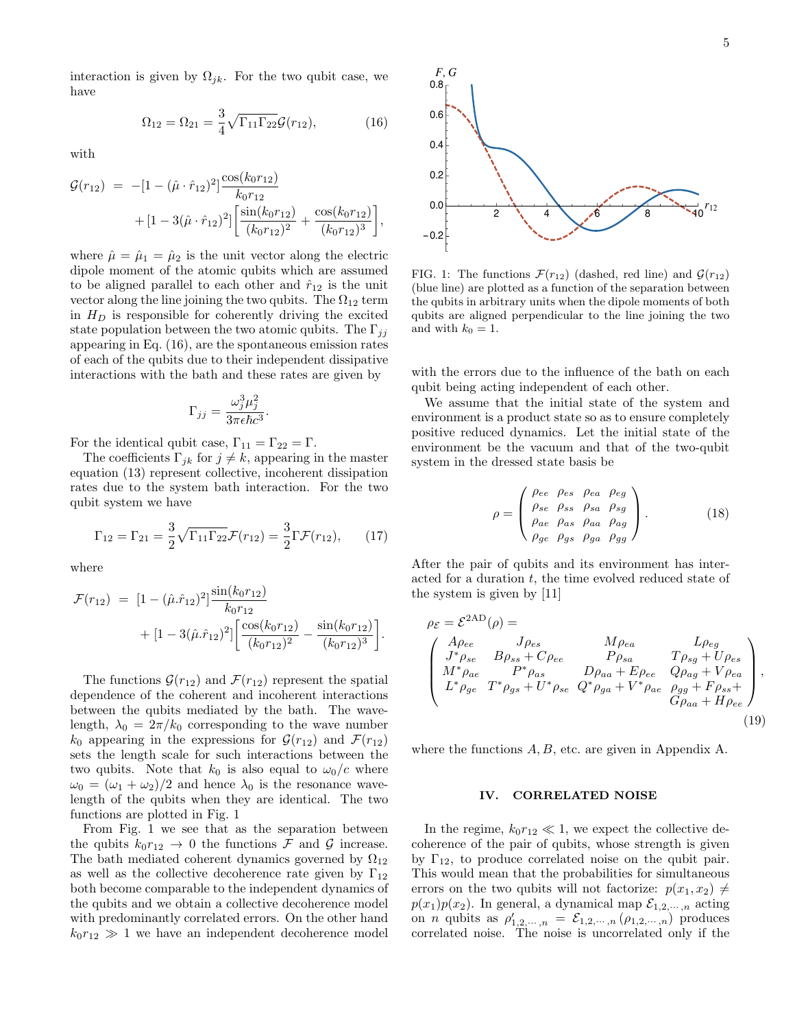interaction is given by $\Omega_{jk}$. For the two qubit case, we have

$$\Omega_{12} = \Omega_{21} = \frac{3}{4}\sqrt{\Gamma_{11}\Gamma_{22}}\mathcal{G}(r_{12}), \tag{16}$$

with

$$\mathcal{G}(r_{12}) = -[1-(\hat{\mu}\cdot\hat{r}_{12})^2]\frac{\cos(k_0 r_{12})}{k_0 r_{12}} + [1-3(\hat{\mu}\cdot\hat{r}_{12})^2]\left[\frac{\sin(k_0 r_{12})}{(k_0 r_{12})^2} + \frac{\cos(k_0 r_{12})}{(k_0 r_{12})^3}\right],$$

where $\hat{\mu} = \hat{\mu}_1 = \hat{\mu}_2$ is the unit vector along the electric dipole moment of the atomic qubits which are assumed to be aligned parallel to each other and $\hat{r}_{12}$ is the unit vector along the line joining the two qubits. The $\Omega_{12}$ term in $H_D$ is responsible for coherently driving the excited state population between the two atomic qubits. The $\Gamma_{jj}$ appearing in Eq. (16), are the spontaneous emission rates of each of the qubits due to their independent dissipative interactions with the bath and these rates are given by

$$\Gamma_{jj} = \frac{\omega_j^3 \mu_j^2}{3\pi\epsilon\hbar c^3}.$$

For the identical qubit case, $\Gamma_{11} = \Gamma_{22} = \Gamma$.

The coefficients $\Gamma_{jk}$ for $j \neq k$, appearing in the master equation (13) represent collective, incoherent dissipation rates due to the system bath interaction. For the two qubit system we have

$$\Gamma_{12} = \Gamma_{21} = \frac{3}{2}\sqrt{\Gamma_{11}\Gamma_{22}}\mathcal{F}(r_{12}) = \frac{3}{2}\Gamma\mathcal{F}(r_{12}), \tag{17}$$

where

$$\mathcal{F}(r_{12}) = [1-(\hat{\mu}.\hat{r}_{12})^2]\frac{\sin(k_0 r_{12})}{k_0 r_{12}} + [1-3(\hat{\mu}.\hat{r}_{12})^2]\left[\frac{\cos(k_0 r_{12})}{(k_0 r_{12})^2} - \frac{\sin(k_0 r_{12})}{(k_0 r_{12})^3}\right].$$

The functions $\mathcal{G}(r_{12})$ and $\mathcal{F}(r_{12})$ represent the spatial dependence of the coherent and incoherent interactions between the qubits mediated by the bath. The wavelength, $\lambda_0 = 2\pi/k_0$ corresponding to the wave number $k_0$ appearing in the expressions for $\mathcal{G}(r_{12})$ and $\mathcal{F}(r_{12})$ sets the length scale for such interactions between the two qubits. Note that $k_0$ is also equal to $\omega_0/c$ where $\omega_0 = (\omega_1 + \omega_2)/2$ and hence $\lambda_0$ is the resonance wavelength of the qubits when they are identical. The two functions are plotted in Fig. 1

From Fig. 1 we see that as the separation between the qubits $k_0 r_{12} \to 0$ the functions $\mathcal{F}$ and $\mathcal{G}$ increase. The bath mediated coherent dynamics governed by $\Omega_{12}$ as well as the collective decoherence rate given by $\Gamma_{12}$ both become comparable to the independent dynamics of the qubits and we obtain a collective decoherence model with predominantly correlated errors. On the other hand $k_0 r_{12} \gg 1$ we have an independent decoherence model with the errors due to the influence of the bath on each qubit being acting independent of each other.

FIG. 1: The functions $\mathcal{F}(r_{12})$ (dashed, red line) and $\mathcal{G}(r_{12})$ (blue line) are plotted as a function of the separation between the qubits in arbitrary units when the dipole moments of both qubits are aligned perpendicular to the line joining the two and with $k_0 = 1$.

We assume that the initial state of the system and environment is a product state so as to ensure completely positive reduced dynamics. Let the initial state of the environment be the vacuum and that of the two-qubit system in the dressed state basis be

$$\rho = \begin{pmatrix} \rho_{ee} & \rho_{es} & \rho_{ea} & \rho_{eg} \\ \rho_{se} & \rho_{ss} & \rho_{sa} & \rho_{sg} \\ \rho_{ae} & \rho_{as} & \rho_{aa} & \rho_{ag} \\ \rho_{ge} & \rho_{gs} & \rho_{ga} & \rho_{gg} \end{pmatrix}. \tag{18}$$

After the pair of qubits and its environment has interacted for a duration $t$, the time evolved reduced state of the system is given by [11]

$$\rho_{\mathcal{E}} = \mathcal{E}^{2\mathrm{AD}}(\rho) = \begin{pmatrix} A\rho_{ee} & J\rho_{es} & M\rho_{ea} & L\rho_{eg} \\ J^*\rho_{se} & B\rho_{ss} + C\rho_{ee} & P\rho_{sa} & T\rho_{sg} + U\rho_{es} \\ M^*\rho_{ae} & P^*\rho_{as} & D\rho_{aa} + E\rho_{ee} & Q\rho_{ag} + V\rho_{ea} \\ L^*\rho_{ge} & T^*\rho_{gs} + U^*\rho_{se} & Q^*\rho_{ga} + V^*\rho_{ae} & \rho_{gg} + F\rho_{ss} + G\rho_{aa} + H\rho_{ee} \end{pmatrix}, \tag{19}$$

where the functions $A, B$, etc. are given in Appendix A.

## IV. CORRELATED NOISE

In the regime, $k_0 r_{12} \ll 1$, we expect the collective decoherence of the pair of qubits, whose strength is given by $\Gamma_{12}$, to produce correlated noise on the qubit pair. This would mean that the probabilities for simultaneous errors on the two qubits will not factorize: $p(x_1, x_2) \neq p(x_1)p(x_2)$. In general, a dynamical map $\mathcal{E}_{1,2,\cdots,n}$ acting on $n$ qubits as $\rho'_{1,2,\cdots,n} = \mathcal{E}_{1,2,\cdots,n}(\rho_{1,2,\cdots,n})$ produces correlated noise. The noise is uncorrelated only if the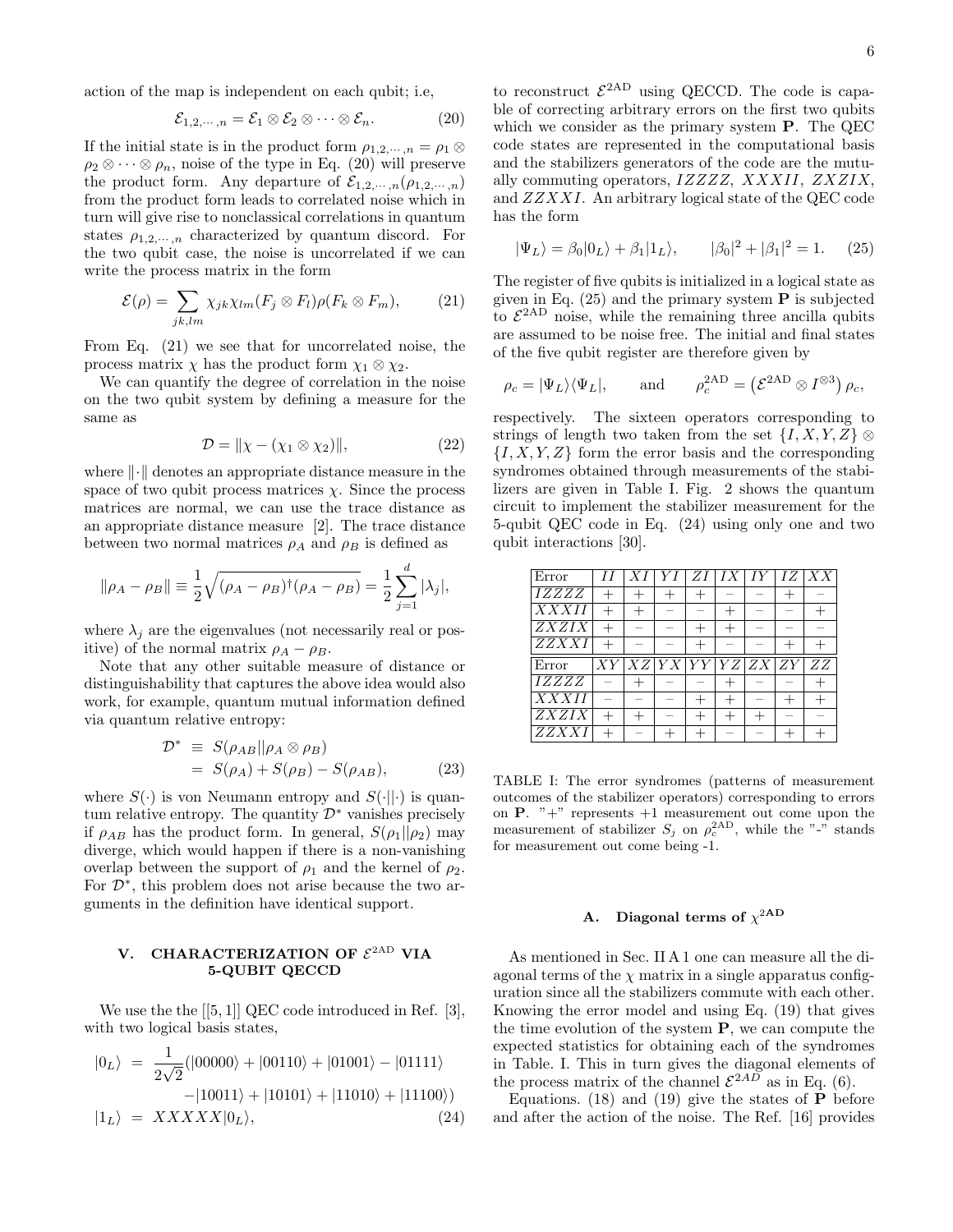action of the map is independent on each qubit; i.e,

$$\mathcal{E}_{1,2,\cdots,n} = \mathcal{E}_1 \otimes \mathcal{E}_2 \otimes \cdots \otimes \mathcal{E}_n. \tag{20}$$

If the initial state is in the product form $\rho_{1,2,\cdots,n} = \rho_1 \otimes \rho_2 \otimes \cdots \otimes \rho_n$, noise of the type in Eq. (20) will preserve the product form. Any departure of $\mathcal{E}_{1,2,\cdots,n}(\rho_{1,2,\cdots,n})$ from the product form leads to correlated noise which in turn will give rise to nonclassical correlations in quantum states $\rho_{1,2,\cdots,n}$ characterized by quantum discord. For the two qubit case, the noise is uncorrelated if we can write the process matrix in the form

$$\mathcal{E}(\rho) = \sum_{jk,lm} \chi_{jk}\chi_{lm}(F_j \otimes F_l)\rho(F_k \otimes F_m), \tag{21}$$

From Eq. (21) we see that for uncorrelated noise, the process matrix $\chi$ has the product form $\chi_1 \otimes \chi_2$.

We can quantify the degree of correlation in the noise on the two qubit system by defining a measure for the same as

$$\mathcal{D} = \|\chi - (\chi_1 \otimes \chi_2)\|, \tag{22}$$

where $\|\cdot\|$ denotes an appropriate distance measure in the space of two qubit process matrices $\chi$. Since the process matrices are normal, we can use the trace distance as an appropriate distance measure [2]. The trace distance between two normal matrices $\rho_A$ and $\rho_B$ is defined as

$$\|\rho_A - \rho_B\| \equiv \frac{1}{2}\sqrt{(\rho_A - \rho_B)^\dagger(\rho_A - \rho_B)} = \frac{1}{2}\sum_{j=1}^{d} |\lambda_j|,$$

where $\lambda_j$ are the eigenvalues (not necessarily real or positive) of the normal matrix $\rho_A - \rho_B$.

Note that any other suitable measure of distance or distinguishability that captures the above idea would also work, for example, quantum mutual information defined via quantum relative entropy:

$$\begin{aligned}\mathcal{D}^* &\equiv S(\rho_{AB}\|\rho_A \otimes \rho_B) \\ &= S(\rho_A) + S(\rho_B) - S(\rho_{AB}),\end{aligned} \tag{23}$$

where $S(\cdot)$ is von Neumann entropy and $S(\cdot\|\cdot)$ is quantum relative entropy. The quantity $\mathcal{D}^*$ vanishes precisely if $\rho_{AB}$ has the product form. In general, $S(\rho_1\|\rho_2)$ may diverge, which would happen if there is a non-vanishing overlap between the support of $\rho_1$ and the kernel of $\rho_2$. For $\mathcal{D}^*$, this problem does not arise because the two arguments in the definition have identical support.

## V. CHARACTERIZATION OF $\mathcal{E}^{2\text{AD}}$ VIA 5-QUBIT QECCD

We use the the [[5, 1]] QEC code introduced in Ref. [3], with two logical basis states,

$$\begin{aligned}|0_L\rangle &= \frac{1}{2\sqrt{2}}(|00000\rangle + |00110\rangle + |01001\rangle - |01111\rangle \\ &\quad -|10011\rangle + |10101\rangle + |11010\rangle + |11100\rangle) \\ |1_L\rangle &= XXXXX|0_L\rangle,\end{aligned} \tag{24}$$

to reconstruct $\mathcal{E}^{2\text{AD}}$ using QECCD. The code is capable of correcting arbitrary errors on the first two qubits which we consider as the primary system **P**. The QEC code states are represented in the computational basis and the stabilizers generators of the code are the mutually commuting operators, $IZZZZ$, $XXXII$, $ZXZIX$, and $ZZXXI$. An arbitrary logical state of the QEC code has the form

$$|\Psi_L\rangle = \beta_0|0_L\rangle + \beta_1|1_L\rangle, \qquad |\beta_0|^2 + |\beta_1|^2 = 1. \tag{25}$$

The register of five qubits is initialized in a logical state as given in Eq. (25) and the primary system **P** is subjected to $\mathcal{E}^{2\text{AD}}$ noise, while the remaining three ancilla qubits are assumed to be noise free. The initial and final states of the five qubit register are therefore given by

$$\rho_c = |\Psi_L\rangle\langle\Psi_L|, \qquad \text{and} \qquad \rho_c^{2\text{AD}} = \left(\mathcal{E}^{2\text{AD}} \otimes I^{\otimes 3}\right)\rho_c,$$

respectively. The sixteen operators corresponding to strings of length two taken from the set $\{I, X, Y, Z\} \otimes \{I, X, Y, Z\}$ form the error basis and the corresponding syndromes obtained through measurements of the stabilizers are given in Table I. Fig. 2 shows the quantum circuit to implement the stabilizer measurement for the 5-qubit QEC code in Eq. (24) using only one and two qubit interactions [30].

| Error | $II$ | $XI$ | $YI$ | $ZI$ | $IX$ | $IY$ | $IZ$ | $XX$ |
|---|---|---|---|---|---|---|---|---|
| $IZZZZ$ | + | + | + | + | − | − | + | − |
| $XXXII$ | + | + | − | − | + | − | − | + |
| $ZXZIX$ | + | − | − | + | + | − | − | − |
| $ZZXXI$ | + | − | − | + | − | − | + | + |
| Error | $XY$ | $XZ$ | $YX$ | $YY$ | $YZ$ | $ZX$ | $ZY$ | $ZZ$ |
| $IZZZZ$ | − | + | − | − | + | − | − | + |
| $XXXII$ | − | − | − | + | + | − | + | + |
| $ZXZIX$ | + | + | − | + | + | + | − | − |
| $ZZXXI$ | + | − | + | + | − | − | + | + |

TABLE I: The error syndromes (patterns of measurement outcomes of the stabilizer operators) corresponding to errors on **P**. "+" represents +1 measurement out come upon the measurement of stabilizer $S_j$ on $\rho_c^{2\text{AD}}$, while the "-" stands for measurement out come being -1.

### A. Diagonal terms of $\chi^{2\text{AD}}$

As mentioned in Sec. II A 1 one can measure all the diagonal terms of the $\chi$ matrix in a single apparatus configuration since all the stabilizers commute with each other. Knowing the error model and using Eq. (19) that gives the time evolution of the system **P**, we can compute the expected statistics for obtaining each of the syndromes in Table. I. This in turn gives the diagonal elements of the process matrix of the channel $\mathcal{E}^{2AD}$ as in Eq. (6).

Equations. (18) and (19) give the states of **P** before and after the action of the noise. The Ref. [16] provides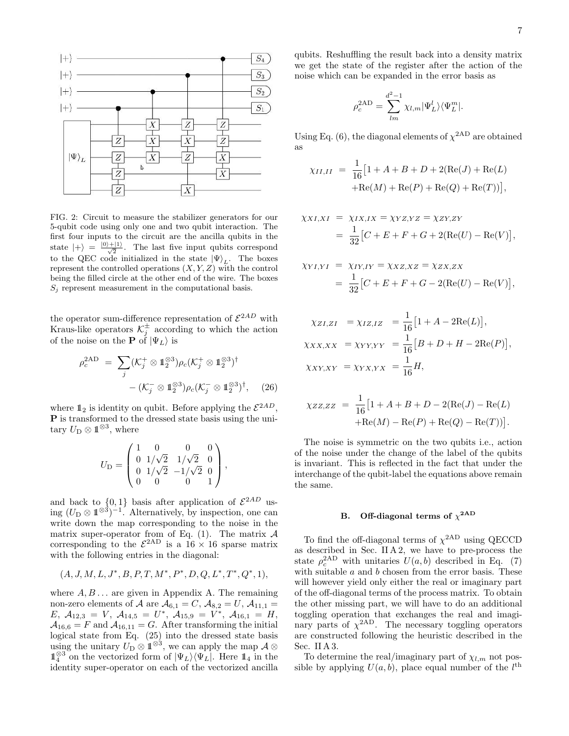FIG. 2: Circuit to measure the stabilizer generators for our 5-qubit code using only one and two qubit interaction. The first four inputs to the circuit are the ancilla qubits in the state $|+\rangle = \frac{|0\rangle+|1\rangle}{\sqrt{2}}$. The last five input qubits correspond to the QEC code initialized in the state $|\Psi\rangle_L$. The boxes represent the controlled operations $(X, Y, Z)$ with the control being the filled circle at the other end of the wire. The boxes $S_j$ represent measurement in the computational basis.

the operator sum-difference representation of $\mathcal{E}^{2AD}$ with Kraus-like operators $\mathcal{K}_j^{\pm}$ according to which the action of the noise on the $\mathbf{P}$ of $|\Psi_L\rangle$ is

$$
\begin{aligned}
\rho_c^{2\text{AD}} = & \sum_j (\mathcal{K}_j^{+} \otimes \mathbb{1}_2^{\otimes 3})\rho_c(\mathcal{K}_j^{+} \otimes \mathbb{1}_2^{\otimes 3})^{\dagger} \\
& - (\mathcal{K}_j^{-} \otimes \mathbb{1}_2^{\otimes 3})\rho_c(\mathcal{K}_j^{-} \otimes \mathbb{1}_2^{\otimes 3})^{\dagger}, \quad (26)
\end{aligned}
$$

where $\mathbb{1}_2$ is identity on qubit. Before applying the $\mathcal{E}^{2AD}$, $\mathbf{P}$ is transformed to the dressed state basis using the unitary $U_{\text{D}} \otimes \mathbb{1}^{\otimes 3}$, where

$$
U_{\text{D}} = \begin{pmatrix} 1 & 0 & 0 & 0 \\ 0 & 1/\sqrt{2} & 1/\sqrt{2} & 0 \\ 0 & 1/\sqrt{2} & -1/\sqrt{2} & 0 \\ 0 & 0 & 0 & 1 \end{pmatrix},
$$

and back to $\{0, 1\}$ basis after application of $\mathcal{E}^{2AD}$ using $(U_{\text{D}} \otimes \mathbb{1}^{\otimes 3})^{-1}$. Alternatively, by inspection, one can write down the map corresponding to the noise in the matrix super-operator from of Eq. (1). The matrix $\mathcal{A}$ corresponding to the $\mathcal{E}^{2\text{AD}}$ is a $16 \times 16$ sparse matrix with the following entries in the diagonal:

$$
(A, J, M, L, J^*, B, P, T, M^*, P^*, D, Q, L^*, T^*, Q^*, 1),
$$

where $A, B \dots$ are given in Appendix A. The remaining non-zero elements of $\mathcal{A}$ are $\mathcal{A}_{6,1} = C$, $\mathcal{A}_{8,2} = U$, $\mathcal{A}_{11,1} = E$, $\mathcal{A}_{12,3} = V$, $\mathcal{A}_{14,5} = U^*$, $\mathcal{A}_{15,9} = V^*$, $\mathcal{A}_{16,1} = H$, $\mathcal{A}_{16,6} = F$ and $\mathcal{A}_{16,11} = G$. After transforming the initial logical state from Eq. (25) into the dressed state basis using the unitary $U_{\text{D}} \otimes \mathbb{1}^{\otimes 3}$, we can apply the map $\mathcal{A} \otimes \mathbb{1}_4^{\otimes 3}$ on the vectorized form of $|\Psi_L\rangle\langle\Psi_L|$. Here $\mathbb{1}_4$ in the identity super-operator on each of the vectorized ancilla qubits. Reshuffling the result back into a density matrix we get the state of the register after the action of the noise which can be expanded in the error basis as

$$
\rho_c^{2\text{AD}} = \sum_{lm}^{d^2-1} \chi_{l,m} |\Psi_L^l\rangle\langle\Psi_L^m|.
$$

Using Eq. (6), the diagonal elements of $\chi^{2\text{AD}}$ are obtained as

$$
\begin{aligned}
\chi_{II,II} = & \frac{1}{16}\big[1 + A + B + D + 2(\text{Re}(J) + \text{Re}(L) \\
& + \text{Re}(M) + \text{Re}(P) + \text{Re}(Q) + \text{Re}(T))\big],
\end{aligned}
$$

$$
\begin{aligned}
\chi_{XI,XI} &= \chi_{IX,IX} = \chi_{YZ,YZ} = \chi_{ZY,ZY} \\
&= \frac{1}{32}\big[C + E + F + G + 2(\text{Re}(U) - \text{Re}(V)\big],
\end{aligned}
$$

$$
\begin{aligned}
\chi_{YI,YI} &= \chi_{IY,IY} = \chi_{XZ,XZ} = \chi_{ZX,ZX} \\
&= \frac{1}{32}\big[C + E + F + G - 2(\text{Re}(U) - \text{Re}(V)\big],
\end{aligned}
$$

$$
\begin{aligned}
\chi_{ZI,ZI} &= \chi_{IZ,IZ} = \frac{1}{16}\big[1 + A - 2\text{Re}(L)\big], \\
\chi_{XX,XX} &= \chi_{YY,YY} = \frac{1}{16}\big[B + D + H - 2\text{Re}(P)\big], \\
\chi_{XY,XY} &= \chi_{YX,YX} = \frac{1}{16}H,
\end{aligned}
$$

$$
\begin{aligned}
\chi_{ZZ,ZZ} = & \frac{1}{16}\big[1 + A + B + D - 2(\text{Re}(J) - \text{Re}(L) \\
& + \text{Re}(M) - \text{Re}(P) + \text{Re}(Q) - \text{Re}(T))\big].
\end{aligned}
$$

The noise is symmetric on the two qubits i.e., action of the noise under the change of the label of the qubits is invariant. This is reflected in the fact that under the interchange of the qubit-label the equations above remain the same.

### B. Off-diagonal terms of $\chi^{2\text{AD}}$

To find the off-diagonal terms of $\chi^{2\text{AD}}$ using QECCD as described in Sec. II A 2, we have to pre-process the state $\rho_c^{2\text{AD}}$ with unitaries $U(a, b)$ described in Eq. (7) with suitable $a$ and $b$ chosen from the error basis. These will however yield only either the real or imaginary part of the off-diagonal terms of the process matrix. To obtain the other missing part, we will have to do an additional toggling operation that exchanges the real and imaginary parts of $\chi^{2\text{AD}}$. The necessary toggling operators are constructed following the heuristic described in the Sec. II A 3.

To determine the real/imaginary part of $\chi_{l,m}$ not possible by applying $U(a, b)$, place equal number of the $l^{\text{th}}$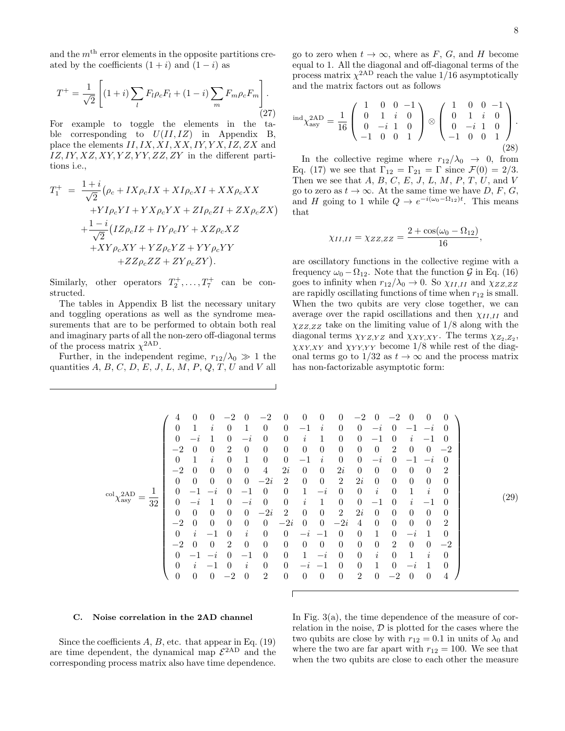and the $m^{\text{th}}$ error elements in the opposite partitions created by the coefficients $(1+i)$ and $(1-i)$ as

$$T^{+} = \frac{1}{\sqrt{2}}\left[(1+i)\sum_{l} F_l \rho_c F_l + (1-i)\sum_{m} F_m \rho_c F_m\right]. \tag{27}$$

For example to toggle the elements in the table corresponding to $U(II, IZ)$ in Appendix B, place the elements $II, IX, XI, XX, IY, YX, IZ, ZX$ and $IZ, IY, XZ, XY, YZ, YY, ZZ, ZY$ in the different partitions i.e.,

$$\begin{aligned}
T_1^{+} \;=\; & \frac{1+i}{\sqrt{2}}\big(\rho_c + IX\rho_c IX + XI\rho_c XI + XX\rho_c XX \\
& + YI\rho_c YI + YX\rho_c YX + ZI\rho_c ZI + ZX\rho_c ZX\big) \\
& + \frac{1-i}{\sqrt{2}}\big(IZ\rho_c IZ + IY\rho_c IY + XZ\rho_c XZ \\
& + XY\rho_c XY + YZ\rho_c YZ + YY\rho_c YY \\
& + ZZ\rho_c ZZ + ZY\rho_c ZY\big).
\end{aligned}$$

Similarly, other operators $T_2^{+}, \ldots, T_7^{+}$ can be constructed.

The tables in Appendix B list the necessary unitary and toggling operations as well as the syndrome measurements that are to be performed to obtain both real and imaginary parts of all the non-zero off-diagonal terms of the process matrix $\chi^{\text{2AD}}$.

Further, in the independent regime, $r_{12}/\lambda_0 \gg 1$ the quantities $A$, $B$, $C$, $D$, $E$, $J$, $L$, $M$, $P$, $Q$, $T$, $U$ and $V$ all go to zero when $t \to \infty$, where as $F$, $G$, and $H$ become equal to 1. All the diagonal and off-diagonal terms of the process matrix $\chi^{\text{2AD}}$ reach the value $1/16$ asymptotically and the matrix factors out as follows

$$^{\text{ind}}\chi^{\text{2AD}}_{\text{asy}} = \frac{1}{16}\begin{pmatrix} 1 & 0 & 0 & -1 \\ 0 & 1 & i & 0 \\ 0 & -i & 1 & 0 \\ -1 & 0 & 0 & 1 \end{pmatrix} \otimes \begin{pmatrix} 1 & 0 & 0 & -1 \\ 0 & 1 & i & 0 \\ 0 & -i & 1 & 0 \\ -1 & 0 & 0 & 1 \end{pmatrix}. \tag{28}$$

In the collective regime where $r_{12}/\lambda_0 \to 0$, from Eq. (17) we see that $\Gamma_{12} = \Gamma_{21} = \Gamma$ since $\mathcal{F}(0) = 2/3$. Then we see that $A$, $B$, $C$, $E$, $J$, $L$, $M$, $P$, $T$, $U$, and $V$ go to zero as $t \to \infty$. At the same time we have $D$, $F$, $G$, and $H$ going to 1 while $Q \to e^{-i(\omega_0 - \Omega_{12})t}$. This means that

$$\chi_{II,II} = \chi_{ZZ,ZZ} = \frac{2 + \cos(\omega_0 - \Omega_{12})}{16},$$

are oscillatory functions in the collective regime with a frequency $\omega_0 - \Omega_{12}$. Note that the function $\mathcal{G}$ in Eq. (16) goes to infinity when $r_{12}/\lambda_0 \to 0$. So $\chi_{II,II}$ and $\chi_{ZZ,ZZ}$ are rapidly oscillating functions of time when $r_{12}$ is small. When the two qubits are very close together, we can average over the rapid oscillations and then $\chi_{II,II}$ and $\chi_{ZZ,ZZ}$ take on the limiting value of $1/8$ along with the diagonal terms $\chi_{YZ,YZ}$ and $\chi_{XY,XY}$. The terms $\chi_{Z_2,Z_2}$, $\chi_{XY,XY}$ and $\chi_{YY,YY}$ become $1/8$ while rest of the diagonal terms go to $1/32$ as $t \to \infty$ and the process matrix has non-factorizable asymptotic form:

$$^{\text{col}}\chi^{\text{2AD}}_{\text{asy}} = \frac{1}{32}\left(\begin{array}{cccccccccccccccc}
4 & 0 & 0 & -2 & 0 & -2 & 0 & 0 & 0 & 0 & -2 & 0 & -2 & 0 & 0 & 0 \\
0 & 1 & i & 0 & 1 & 0 & 0 & -1 & i & 0 & 0 & -i & 0 & -1 & -i & 0 \\
0 & -i & 1 & 0 & -i & 0 & 0 & i & 1 & 0 & 0 & -1 & 0 & i & -1 & 0 \\
-2 & 0 & 0 & 2 & 0 & 0 & 0 & 0 & 0 & 0 & 0 & 0 & 2 & 0 & 0 & -2 \\
0 & 1 & i & 0 & 1 & 0 & 0 & -1 & i & 0 & 0 & -i & 0 & -1 & -i & 0 \\
-2 & 0 & 0 & 0 & 0 & 4 & 2i & 0 & 0 & 2i & 0 & 0 & 0 & 0 & 0 & 2 \\
0 & 0 & 0 & 0 & 0 & -2i & 2 & 0 & 0 & 2 & 2i & 0 & 0 & 0 & 0 & 0 \\
0 & -1 & -i & 0 & -1 & 0 & 0 & 1 & -i & 0 & 0 & i & 0 & 1 & i & 0 \\
0 & -i & 1 & 0 & -i & 0 & 0 & i & 1 & 0 & 0 & -1 & 0 & i & -1 & 0 \\
0 & 0 & 0 & 0 & 0 & -2i & 2 & 0 & 0 & 2 & 2i & 0 & 0 & 0 & 0 & 0 \\
-2 & 0 & 0 & 0 & 0 & 0 & -2i & 0 & 0 & -2i & 4 & 0 & 0 & 0 & 0 & 2 \\
0 & i & -1 & 0 & i & 0 & 0 & -i & -1 & 0 & 0 & 1 & 0 & -i & 1 & 0 \\
-2 & 0 & 0 & 2 & 0 & 0 & 0 & 0 & 0 & 0 & 0 & 0 & 2 & 0 & 0 & -2 \\
0 & -1 & -i & 0 & -1 & 0 & 0 & 1 & -i & 0 & 0 & i & 0 & 1 & i & 0 \\
0 & i & -1 & 0 & i & 0 & 0 & -i & -1 & 0 & 0 & 1 & 0 & -i & 1 & 0 \\
0 & 0 & 0 & -2 & 0 & 2 & 0 & 0 & 0 & 0 & 2 & 0 & -2 & 0 & 0 & 4
\end{array}\right) \tag{29}$$

### C. Noise correlation in the 2AD channel

Since the coefficients $A$, $B$, etc. that appear in Eq. (19) are time dependent, the dynamical map $\mathcal{E}^{\text{2AD}}$ and the corresponding process matrix also have time dependence. In Fig. 3(a), the time dependence of the measure of correlation in the noise, $\mathcal{D}$ is plotted for the cases where the two qubits are close by with $r_{12} = 0.1$ in units of $\lambda_0$ and where the two are far apart with $r_{12} = 100$. We see that when the two qubits are close to each other the measure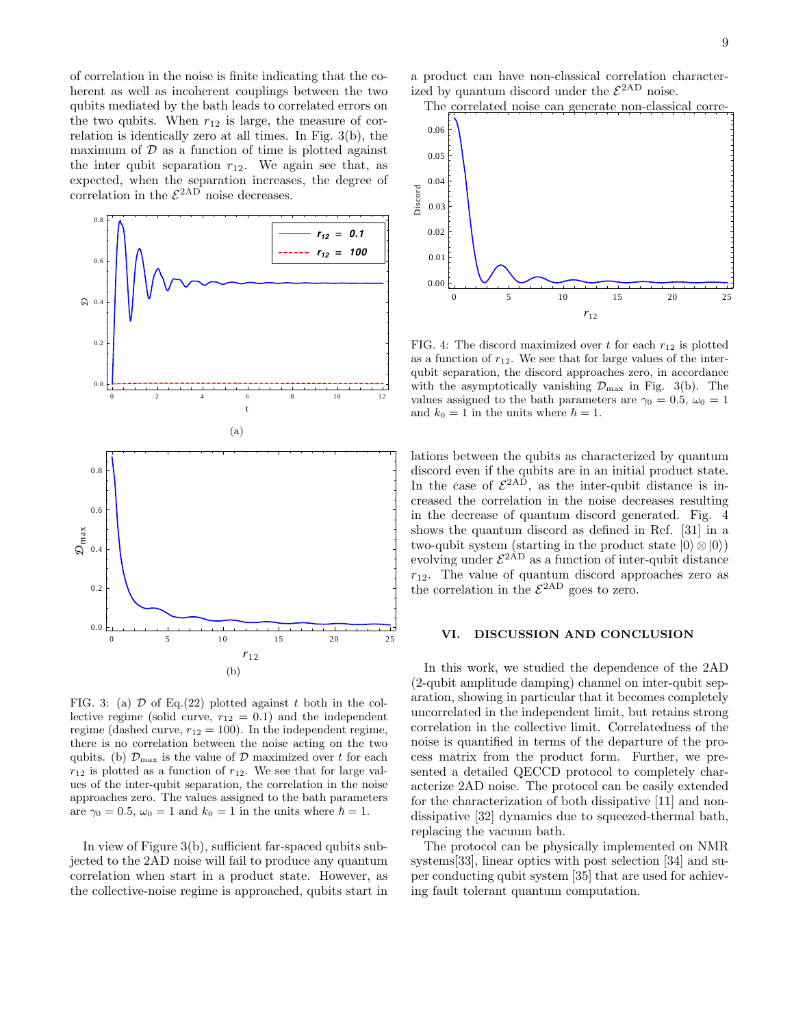of correlation in the noise is finite indicating that the coherent as well as incoherent couplings between the two qubits mediated by the bath leads to correlated errors on the two qubits. When $r_{12}$ is large, the measure of correlation is identically zero at all times. In Fig. 3(b), the maximum of $\mathcal{D}$ as a function of time is plotted against the inter qubit separation $r_{12}$. We again see that, as expected, when the separation increases, the degree of correlation in the $\mathcal{E}^{2\mathrm{AD}}$ noise decreases.

(a)

(b)

FIG. 3: (a) $\mathcal{D}$ of Eq.(22) plotted against $t$ both in the collective regime (solid curve, $r_{12} = 0.1$) and the independent regime (dashed curve, $r_{12} = 100$). In the independent regime, there is no correlation between the noise acting on the two qubits. (b) $\mathcal{D}_{\max}$ is the value of $\mathcal{D}$ maximized over $t$ for each $r_{12}$ is plotted as a function of $r_{12}$. We see that for large values of the inter-qubit separation, the correlation in the noise approaches zero. The values assigned to the bath parameters are $\gamma_0 = 0.5$, $\omega_0 = 1$ and $k_0 = 1$ in the units where $\hbar = 1$.

In view of Figure 3(b), sufficient far-spaced qubits subjected to the 2AD noise will fail to produce any quantum correlation when start in a product state. However, as the collective-noise regime is approached, qubits start in a product can have non-classical correlation characterized by quantum discord under the $\mathcal{E}^{2\mathrm{AD}}$ noise.

The correlated noise can generate non-classical correlations between the qubits as characterized by quantum discord even if the qubits are in an initial product state. In the case of $\mathcal{E}^{2\mathrm{AD}}$, as the inter-qubit distance is increased the correlation in the noise decreases resulting in the decrease of quantum discord generated. Fig. 4 shows the quantum discord as defined in Ref. [31] in a two-qubit system (starting in the product state $|0\rangle \otimes |0\rangle$) evolving under $\mathcal{E}^{2\mathrm{AD}}$ as a function of inter-qubit distance $r_{12}$. The value of quantum discord approaches zero as the correlation in the $\mathcal{E}^{2\mathrm{AD}}$ goes to zero.

FIG. 4: The discord maximized over $t$ for each $r_{12}$ is plotted as a function of $r_{12}$. We see that for large values of the inter-qubit separation, the discord approaches zero, in accordance with the asymptotically vanishing $\mathcal{D}_{\max}$ in Fig. 3(b). The values assigned to the bath parameters are $\gamma_0 = 0.5$, $\omega_0 = 1$ and $k_0 = 1$ in the units where $\hbar = 1$.

## VI. DISCUSSION AND CONCLUSION

In this work, we studied the dependence of the 2AD (2-qubit amplitude damping) channel on inter-qubit separation, showing in particular that it becomes completely uncorrelated in the independent limit, but retains strong correlation in the collective limit. Correlatedness of the noise is quantified in terms of the departure of the process matrix from the product form. Further, we presented a detailed QECCD protocol to completely characterize 2AD noise. The protocol can be easily extended for the characterization of both dissipative [11] and non-dissipative [32] dynamics due to squeezed-thermal bath, replacing the vacuum bath.

The protocol can be physically implemented on NMR systems[33], linear optics with post selection [34] and super conducting qubit system [35] that are used for achieving fault tolerant quantum computation.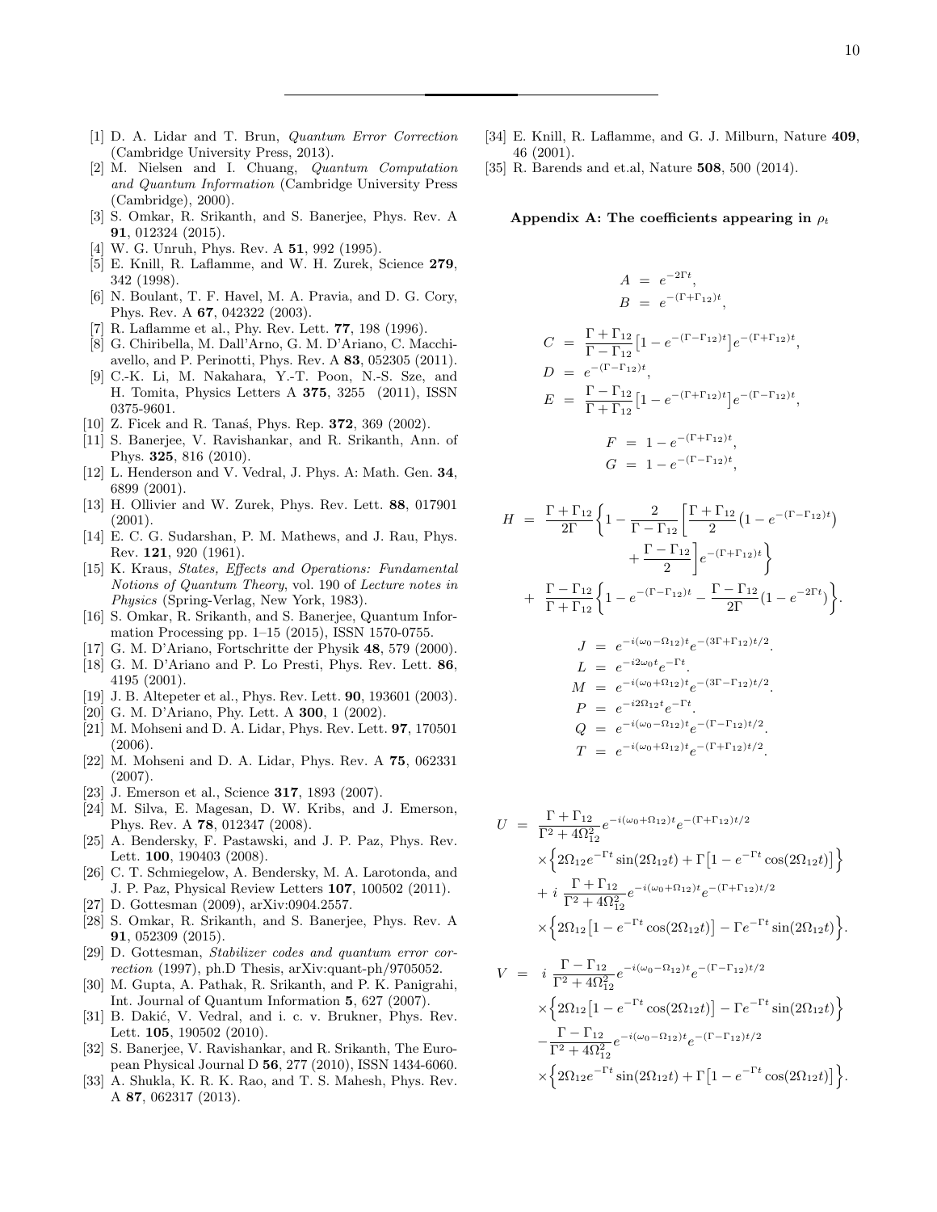[1] D. A. Lidar and T. Brun, *Quantum Error Correction* (Cambridge University Press, 2013).

[2] M. Nielsen and I. Chuang, *Quantum Computation and Quantum Information* (Cambridge University Press (Cambridge), 2000).

[3] S. Omkar, R. Srikanth, and S. Banerjee, Phys. Rev. A **91**, 012324 (2015).

[4] W. G. Unruh, Phys. Rev. A **51**, 992 (1995).

[5] E. Knill, R. Laflamme, and W. H. Zurek, Science **279**, 342 (1998).

[6] N. Boulant, T. F. Havel, M. A. Pravia, and D. G. Cory, Phys. Rev. A **67**, 042322 (2003).

[7] R. Laflamme et al., Phy. Rev. Lett. **77**, 198 (1996).

[8] G. Chiribella, M. Dall'Arno, G. M. D'Ariano, C. Macchiavello, and P. Perinotti, Phys. Rev. A **83**, 052305 (2011).

[9] C.-K. Li, M. Nakahara, Y.-T. Poon, N.-S. Sze, and H. Tomita, Physics Letters A **375**, 3255 (2011), ISSN 0375-9601.

[10] Z. Ficek and R. Tanaś, Phys. Rep. **372**, 369 (2002).

[11] S. Banerjee, V. Ravishankar, and R. Srikanth, Ann. of Phys. **325**, 816 (2010).

[12] L. Henderson and V. Vedral, J. Phys. A: Math. Gen. **34**, 6899 (2001).

[13] H. Ollivier and W. Zurek, Phys. Rev. Lett. **88**, 017901 (2001).

[14] E. C. G. Sudarshan, P. M. Mathews, and J. Rau, Phys. Rev. **121**, 920 (1961).

[15] K. Kraus, *States, Effects and Operations: Fundamental Notions of Quantum Theory*, vol. 190 of *Lecture notes in Physics* (Spring-Verlag, New York, 1983).

[16] S. Omkar, R. Srikanth, and S. Banerjee, Quantum Information Processing pp. 1–15 (2015), ISSN 1570-0755.

[17] G. M. D'Ariano, Fortschritte der Physik **48**, 579 (2000).

[18] G. M. D'Ariano and P. Lo Presti, Phys. Rev. Lett. **86**, 4195 (2001).

[19] J. B. Altepeter et al., Phys. Rev. Lett. **90**, 193601 (2003).

[20] G. M. D'Ariano, Phy. Lett. A **300**, 1 (2002).

[21] M. Mohseni and D. A. Lidar, Phys. Rev. Lett. **97**, 170501 (2006).

[22] M. Mohseni and D. A. Lidar, Phys. Rev. A **75**, 062331 (2007).

[23] J. Emerson et al., Science **317**, 1893 (2007).

[24] M. Silva, E. Magesan, D. W. Kribs, and J. Emerson, Phys. Rev. A **78**, 012347 (2008).

[25] A. Bendersky, F. Pastawski, and J. P. Paz, Phys. Rev. Lett. **100**, 190403 (2008).

[26] C. T. Schmiegelow, A. Bendersky, M. A. Larotonda, and J. P. Paz, Physical Review Letters **107**, 100502 (2011).

[27] D. Gottesman (2009), arXiv:0904.2557.

[28] S. Omkar, R. Srikanth, and S. Banerjee, Phys. Rev. A **91**, 052309 (2015).

[29] D. Gottesman, *Stabilizer codes and quantum error correction* (1997), ph.D Thesis, arXiv:quant-ph/9705052.

[30] M. Gupta, A. Pathak, R. Srikanth, and P. K. Panigrahi, Int. Journal of Quantum Information **5**, 627 (2007).

[31] B. Dakić, V. Vedral, and i. c. v. Brukner, Phys. Rev. Lett. **105**, 190502 (2010).

[32] S. Banerjee, V. Ravishankar, and R. Srikanth, The European Physical Journal D **56**, 277 (2010), ISSN 1434-6060.

[33] A. Shukla, K. R. K. Rao, and T. S. Mahesh, Phys. Rev. A **87**, 062317 (2013).

[34] E. Knill, R. Laflamme, and G. J. Milburn, Nature **409**, 46 (2001).

[35] R. Barends and et.al, Nature **508**, 500 (2014).

### Appendix A: The coefficients appearing in $\rho_t$

$$
\begin{aligned}
A &= e^{-2\Gamma t}, \\
B &= e^{-(\Gamma+\Gamma_{12})t},
\end{aligned}
$$

$$
\begin{aligned}
C &= \frac{\Gamma+\Gamma_{12}}{\Gamma-\Gamma_{12}}\left[1-e^{-(\Gamma-\Gamma_{12})t}\right]e^{-(\Gamma+\Gamma_{12})t}, \\
D &= e^{-(\Gamma-\Gamma_{12})t}, \\
E &= \frac{\Gamma-\Gamma_{12}}{\Gamma+\Gamma_{12}}\left[1-e^{-(\Gamma+\Gamma_{12})t}\right]e^{-(\Gamma-\Gamma_{12})t},
\end{aligned}
$$

$$
\begin{aligned}
F &= 1-e^{-(\Gamma+\Gamma_{12})t}, \\
G &= 1-e^{-(\Gamma-\Gamma_{12})t},
\end{aligned}
$$

$$
\begin{aligned}
H &= \frac{\Gamma+\Gamma_{12}}{2\Gamma}\Big\{1-\frac{2}{\Gamma-\Gamma_{12}}\Big[\frac{\Gamma+\Gamma_{12}}{2}\big(1-e^{-(\Gamma-\Gamma_{12})t}\big) \\
&\qquad + \frac{\Gamma-\Gamma_{12}}{2}\Big]e^{-(\Gamma+\Gamma_{12})t}\Big\} \\
&+ \frac{\Gamma-\Gamma_{12}}{\Gamma+\Gamma_{12}}\Big\{1-e^{-(\Gamma-\Gamma_{12})t}-\frac{\Gamma-\Gamma_{12}}{2\Gamma}(1-e^{-2\Gamma t})\Big\}.
\end{aligned}
$$

$$
\begin{aligned}
J &= e^{-i(\omega_0-\Omega_{12})t}e^{-(3\Gamma+\Gamma_{12})t/2}. \\
L &= e^{-i2\omega_0 t}e^{-\Gamma t}. \\
M &= e^{-i(\omega_0+\Omega_{12})t}e^{-(3\Gamma-\Gamma_{12})t/2}. \\
P &= e^{-i2\Omega_{12}t}e^{-\Gamma t}. \\
Q &= e^{-i(\omega_0-\Omega_{12})t}e^{-(\Gamma-\Gamma_{12})t/2}. \\
T &= e^{-i(\omega_0+\Omega_{12})t}e^{-(\Gamma+\Gamma_{12})t/2}.
\end{aligned}
$$

$$
\begin{aligned}
U &= \frac{\Gamma+\Gamma_{12}}{\Gamma^2+4\Omega_{12}^2}e^{-i(\omega_0+\Omega_{12})t}e^{-(\Gamma+\Gamma_{12})t/2} \\
&\quad \times\Big\{2\Omega_{12}e^{-\Gamma t}\sin(2\Omega_{12}t)+\Gamma\big[1-e^{-\Gamma t}\cos(2\Omega_{12}t)\big]\Big\} \\
&+ i\,\frac{\Gamma+\Gamma_{12}}{\Gamma^2+4\Omega_{12}^2}e^{-i(\omega_0+\Omega_{12})t}e^{-(\Gamma+\Gamma_{12})t/2} \\
&\quad \times\Big\{2\Omega_{12}\big[1-e^{-\Gamma t}\cos(2\Omega_{12}t)\big]-\Gamma e^{-\Gamma t}\sin(2\Omega_{12}t)\Big\}.
\end{aligned}
$$

$$
\begin{aligned}
V &= i\,\frac{\Gamma-\Gamma_{12}}{\Gamma^2+4\Omega_{12}^2}e^{-i(\omega_0-\Omega_{12})t}e^{-(\Gamma-\Gamma_{12})t/2} \\
&\quad \times\Big\{2\Omega_{12}\big[1-e^{-\Gamma t}\cos(2\Omega_{12}t)\big]-\Gamma e^{-\Gamma t}\sin(2\Omega_{12}t)\Big\} \\
&- \frac{\Gamma-\Gamma_{12}}{\Gamma^2+4\Omega_{12}^2}e^{-i(\omega_0-\Omega_{12})t}e^{-(\Gamma-\Gamma_{12})t/2} \\
&\quad \times\Big\{2\Omega_{12}e^{-\Gamma t}\sin(2\Omega_{12}t)+\Gamma\big[1-e^{-\Gamma t}\cos(2\Omega_{12}t)\big]\Big\}.
\end{aligned}
$$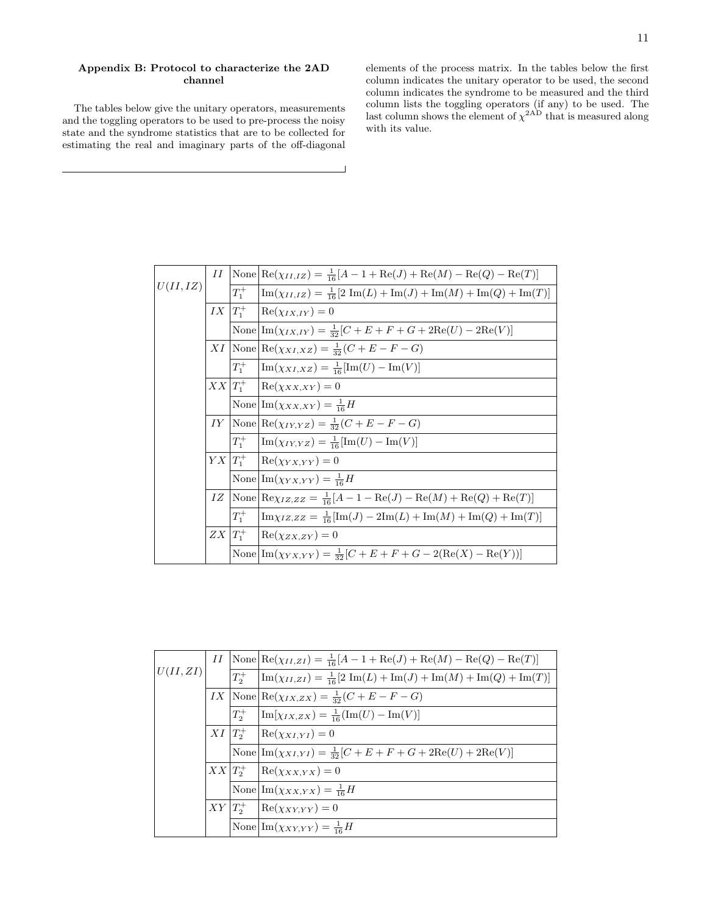### Appendix B: Protocol to characterize the 2AD channel

The tables below give the unitary operators, measurements and the toggling operators to be used to pre-process the noisy state and the syndrome statistics that are to be collected for estimating the real and imaginary parts of the off-diagonal elements of the process matrix. In the tables below the first column indicates the unitary operator to be used, the second column indicates the syndrome to be measured and the third column lists the toggling operators (if any) to be used. The last column shows the element of $\chi^{\rm 2AD}$ that is measured along with its value.

| | | | |
|---|---|---|---|
| $U(II,IZ)$ | $II$ | None | $\mathrm{Re}(\chi_{II,IZ}) = \frac{1}{16}[A - 1 + \mathrm{Re}(J) + \mathrm{Re}(M) - \mathrm{Re}(Q) - \mathrm{Re}(T)]$ |
| | | $T_1^+$ | $\mathrm{Im}(\chi_{II,IZ}) = \frac{1}{16}[2\ \mathrm{Im}(L) + \mathrm{Im}(J) + \mathrm{Im}(M) + \mathrm{Im}(Q) + \mathrm{Im}(T)]$ |
| | $IX$ | $T_1^+$ | $\mathrm{Re}(\chi_{IX,IY}) = 0$ |
| | | None | $\mathrm{Im}(\chi_{IX,IY}) = \frac{1}{32}[C + E + F + G + 2\mathrm{Re}(U) - 2\mathrm{Re}(V)]$ |
| | $XI$ | None | $\mathrm{Re}(\chi_{XI,XZ}) = \frac{1}{32}(C + E - F - G)$ |
| | | $T_1^+$ | $\mathrm{Im}(\chi_{XI,XZ}) = \frac{1}{16}[\mathrm{Im}(U) - \mathrm{Im}(V)]$ |
| | $XX$ | $T_1^+$ | $\mathrm{Re}(\chi_{XX,XY}) = 0$ |
| | | None | $\mathrm{Im}(\chi_{XX,XY}) = \frac{1}{16}H$ |
| | $IY$ | None | $\mathrm{Re}(\chi_{IY,YZ}) = \frac{1}{32}(C + E - F - G)$ |
| | | $T_1^+$ | $\mathrm{Im}(\chi_{IY,YZ}) = \frac{1}{16}[\mathrm{Im}(U) - \mathrm{Im}(V)]$ |
| | $YX$ | $T_1^+$ | $\mathrm{Re}(\chi_{YX,YY}) = 0$ |
| | | None | $\mathrm{Im}(\chi_{YX,YY}) = \frac{1}{16}H$ |
| | $IZ$ | None | $\mathrm{Re}\chi_{IZ,ZZ} = \frac{1}{16}[A - 1 - \mathrm{Re}(J) - \mathrm{Re}(M) + \mathrm{Re}(Q) + \mathrm{Re}(T)]$ |
| | | $T_1^+$ | $\mathrm{Im}\chi_{IZ,ZZ} = \frac{1}{16}[\mathrm{Im}(J) - 2\mathrm{Im}(L) + \mathrm{Im}(M) + \mathrm{Im}(Q) + \mathrm{Im}(T)]$ |
| | $ZX$ | $T_1^+$ | $\mathrm{Re}(\chi_{ZX,ZY}) = 0$ |
| | | None | $\mathrm{Im}(\chi_{YX,YY}) = \frac{1}{32}[C + E + F + G - 2(\mathrm{Re}(X) - \mathrm{Re}(Y))]$ |

| | | | |
|---|---|---|---|
| $U(II,ZI)$ | $II$ | None | $\mathrm{Re}(\chi_{II,ZI}) = \frac{1}{16}[A - 1 + \mathrm{Re}(J) + \mathrm{Re}(M) - \mathrm{Re}(Q) - \mathrm{Re}(T)]$ |
| | | $T_2^+$ | $\mathrm{Im}(\chi_{II,ZI}) = \frac{1}{16}[2\ \mathrm{Im}(L) + \mathrm{Im}(J) + \mathrm{Im}(M) + \mathrm{Im}(Q) + \mathrm{Im}(T)]$ |
| | $IX$ | None | $\mathrm{Re}(\chi_{IX,ZX}) = \frac{1}{32}(C + E - F - G)$ |
| | | $T_2^+$ | $\mathrm{Im}[\chi_{IX,ZX}) = \frac{1}{16}(\mathrm{Im}(U) - \mathrm{Im}(V)]$ |
| | $XI$ | $T_2^+$ | $\mathrm{Re}(\chi_{XI,YI}) = 0$ |
| | | None | $\mathrm{Im}(\chi_{XI,YI}) = \frac{1}{32}[C + E + F + G + 2\mathrm{Re}(U) + 2\mathrm{Re}(V)]$ |
| | $XX$ | $T_2^+$ | $\mathrm{Re}(\chi_{XX,YX}) = 0$ |
| | | None | $\mathrm{Im}(\chi_{XX,YX}) = \frac{1}{16}H$ |
| | $XY$ | $T_2^+$ | $\mathrm{Re}(\chi_{XY,YY}) = 0$ |
| | | None | $\mathrm{Im}(\chi_{XY,YY}) = \frac{1}{16}H$ |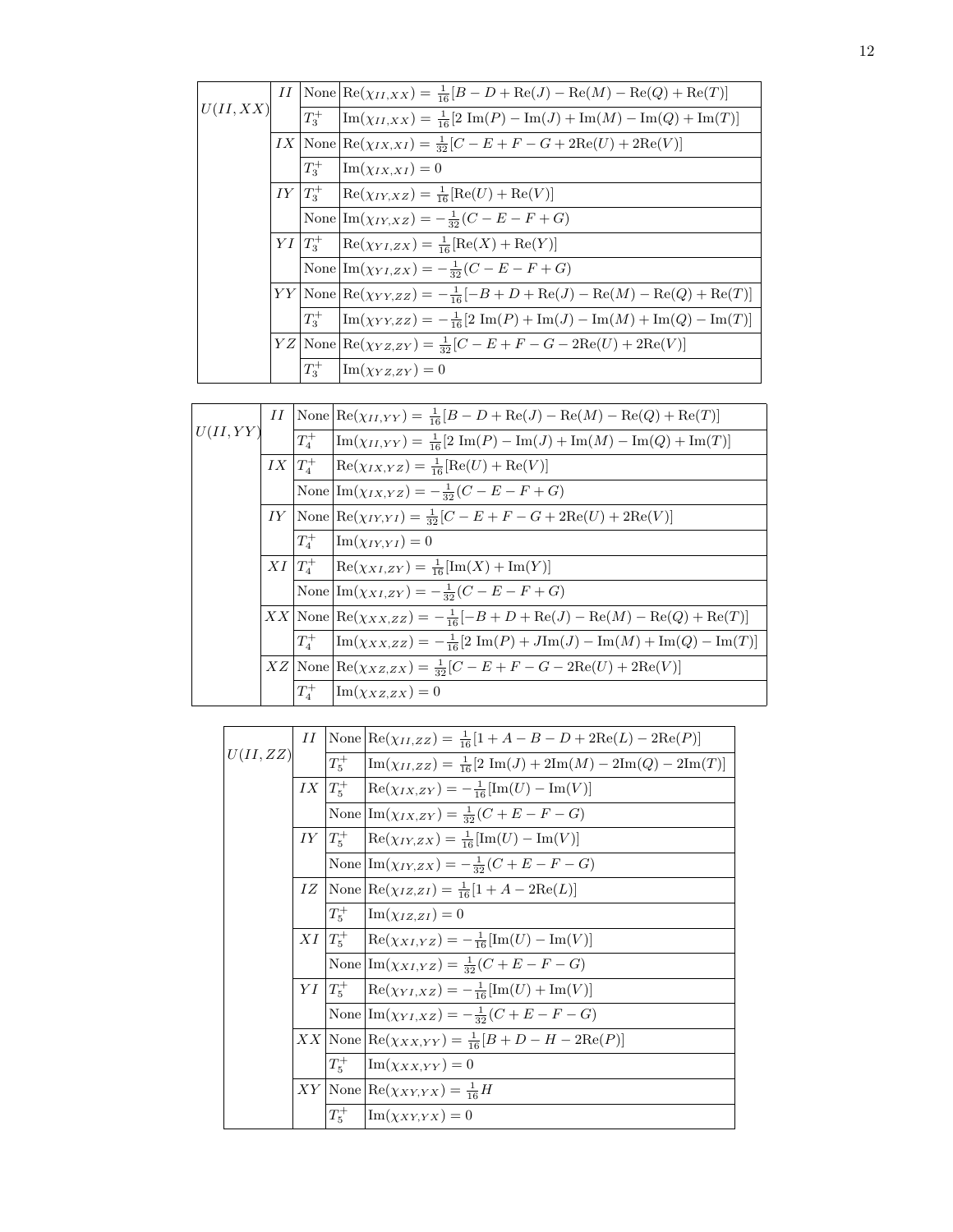| | | | |
|---|---|---|---|
| $U(II,XX)$ | $II$ | None | $\mathrm{Re}(\chi_{II,XX}) = \frac{1}{16}[B - D + \mathrm{Re}(J) - \mathrm{Re}(M) - \mathrm{Re}(Q) + \mathrm{Re}(T)]$ |
| | | $T_3^+$ | $\mathrm{Im}(\chi_{II,XX}) = \frac{1}{16}[2\ \mathrm{Im}(P) - \mathrm{Im}(J) + \mathrm{Im}(M) - \mathrm{Im}(Q) + \mathrm{Im}(T)]$ |
| | $IX$ | None | $\mathrm{Re}(\chi_{IX,XI}) = \frac{1}{32}[C - E + F - G + 2\mathrm{Re}(U) + 2\mathrm{Re}(V)]$ |
| | | $T_3^+$ | $\mathrm{Im}(\chi_{IX,XI}) = 0$ |
| | $IY$ | $T_3^+$ | $\mathrm{Re}(\chi_{IY,XZ}) = \frac{1}{16}[\mathrm{Re}(U) + \mathrm{Re}(V)]$ |
| | | None | $\mathrm{Im}(\chi_{IY,XZ}) = -\frac{1}{32}(C - E - F + G)$ |
| | $YI$ | $T_3^+$ | $\mathrm{Re}(\chi_{YI,ZX}) = \frac{1}{16}[\mathrm{Re}(X) + \mathrm{Re}(Y)]$ |
| | | None | $\mathrm{Im}(\chi_{YI,ZX}) = -\frac{1}{32}(C - E - F + G)$ |
| | $YY$ | None | $\mathrm{Re}(\chi_{YY,ZZ}) = -\frac{1}{16}[-B + D + \mathrm{Re}(J) - \mathrm{Re}(M) - \mathrm{Re}(Q) + \mathrm{Re}(T)]$ |
| | | $T_3^+$ | $\mathrm{Im}(\chi_{YY,ZZ}) = -\frac{1}{16}[2\ \mathrm{Im}(P) + \mathrm{Im}(J) - \mathrm{Im}(M) + \mathrm{Im}(Q) - \mathrm{Im}(T)]$ |
| | $YZ$ | None | $\mathrm{Re}(\chi_{YZ,ZY}) = \frac{1}{32}[C - E + F - G - 2\mathrm{Re}(U) + 2\mathrm{Re}(V)]$ |
| | | $T_3^+$ | $\mathrm{Im}(\chi_{YZ,ZY}) = 0$ |

| | | | |
|---|---|---|---|
| $U(II,YY)$ | $II$ | None | $\mathrm{Re}(\chi_{II,YY}) = \frac{1}{16}[B - D + \mathrm{Re}(J) - \mathrm{Re}(M) - \mathrm{Re}(Q) + \mathrm{Re}(T)]$ |
| | | $T_4^+$ | $\mathrm{Im}(\chi_{II,YY}) = \frac{1}{16}[2\ \mathrm{Im}(P) - \mathrm{Im}(J) + \mathrm{Im}(M) - \mathrm{Im}(Q) + \mathrm{Im}(T)]$ |
| | $IX$ | $T_4^+$ | $\mathrm{Re}(\chi_{IX,YZ}) = \frac{1}{16}[\mathrm{Re}(U) + \mathrm{Re}(V)]$ |
| | | None | $\mathrm{Im}(\chi_{IX,YZ}) = -\frac{1}{32}(C - E - F + G)$ |
| | $IY$ | None | $\mathrm{Re}(\chi_{IY,YI}) = \frac{1}{32}[C - E + F - G + 2\mathrm{Re}(U) + 2\mathrm{Re}(V)]$ |
| | | $T_4^+$ | $\mathrm{Im}(\chi_{IY,YI}) = 0$ |
| | $XI$ | $T_4^+$ | $\mathrm{Re}(\chi_{XI,ZY}) = \frac{1}{16}[\mathrm{Im}(X) + \mathrm{Im}(Y)]$ |
| | | None | $\mathrm{Im}(\chi_{XI,ZY}) = -\frac{1}{32}(C - E - F + G)$ |
| | $XX$ | None | $\mathrm{Re}(\chi_{XX,ZZ}) = -\frac{1}{16}[-B + D + \mathrm{Re}(J) - \mathrm{Re}(M) - \mathrm{Re}(Q) + \mathrm{Re}(T)]$ |
| | | $T_4^+$ | $\mathrm{Im}(\chi_{XX,ZZ}) = -\frac{1}{16}[2\ \mathrm{Im}(P) + J\mathrm{Im}(J) - \mathrm{Im}(M) + \mathrm{Im}(Q) - \mathrm{Im}(T)]$ |
| | $XZ$ | None | $\mathrm{Re}(\chi_{XZ,ZX}) = \frac{1}{32}[C - E + F - G - 2\mathrm{Re}(U) + 2\mathrm{Re}(V)]$ |
| | | $T_4^+$ | $\mathrm{Im}(\chi_{XZ,ZX}) = 0$ |

| | | | |
|---|---|---|---|
| $U(II,ZZ)$ | $II$ | None | $\mathrm{Re}(\chi_{II,ZZ}) = \frac{1}{16}[1 + A - B - D + 2\mathrm{Re}(L) - 2\mathrm{Re}(P)]$ |
| | | $T_5^+$ | $\mathrm{Im}(\chi_{II,ZZ}) = \frac{1}{16}[2\ \mathrm{Im}(J) + 2\mathrm{Im}(M) - 2\mathrm{Im}(Q) - 2\mathrm{Im}(T)]$ |
| | $IX$ | $T_5^+$ | $\mathrm{Re}(\chi_{IX,ZY}) = -\frac{1}{16}[\mathrm{Im}(U) - \mathrm{Im}(V)]$ |
| | | None | $\mathrm{Im}(\chi_{IX,ZY}) = \frac{1}{32}(C + E - F - G)$ |
| | $IY$ | $T_5^+$ | $\mathrm{Re}(\chi_{IY,ZX}) = \frac{1}{16}[\mathrm{Im}(U) - \mathrm{Im}(V)]$ |
| | | None | $\mathrm{Im}(\chi_{IY,ZX}) = -\frac{1}{32}(C + E - F - G)$ |
| | $IZ$ | None | $\mathrm{Re}(\chi_{IZ,ZI}) = \frac{1}{16}[1 + A - 2\mathrm{Re}(L)]$ |
| | | $T_5^+$ | $\mathrm{Im}(\chi_{IZ,ZI}) = 0$ |
| | $XI$ | $T_5^+$ | $\mathrm{Re}(\chi_{XI,YZ}) = -\frac{1}{16}[\mathrm{Im}(U) - \mathrm{Im}(V)]$ |
| | | None | $\mathrm{Im}(\chi_{XI,YZ}) = \frac{1}{32}(C + E - F - G)$ |
| | $YI$ | $T_5^+$ | $\mathrm{Re}(\chi_{YI,XZ}) = -\frac{1}{16}[\mathrm{Im}(U) + \mathrm{Im}(V)]$ |
| | | None | $\mathrm{Im}(\chi_{YI,XZ}) = -\frac{1}{32}(C + E - F - G)$ |
| | $XX$ | None | $\mathrm{Re}(\chi_{XX,YY}) = \frac{1}{16}[B + D - H - 2\mathrm{Re}(P)]$ |
| | | $T_5^+$ | $\mathrm{Im}(\chi_{XX,YY}) = 0$ |
| | $XY$ | None | $\mathrm{Re}(\chi_{XY,YX}) = \frac{1}{16}H$ |
| | | $T_5^+$ | $\mathrm{Im}(\chi_{XY,YX}) = 0$ |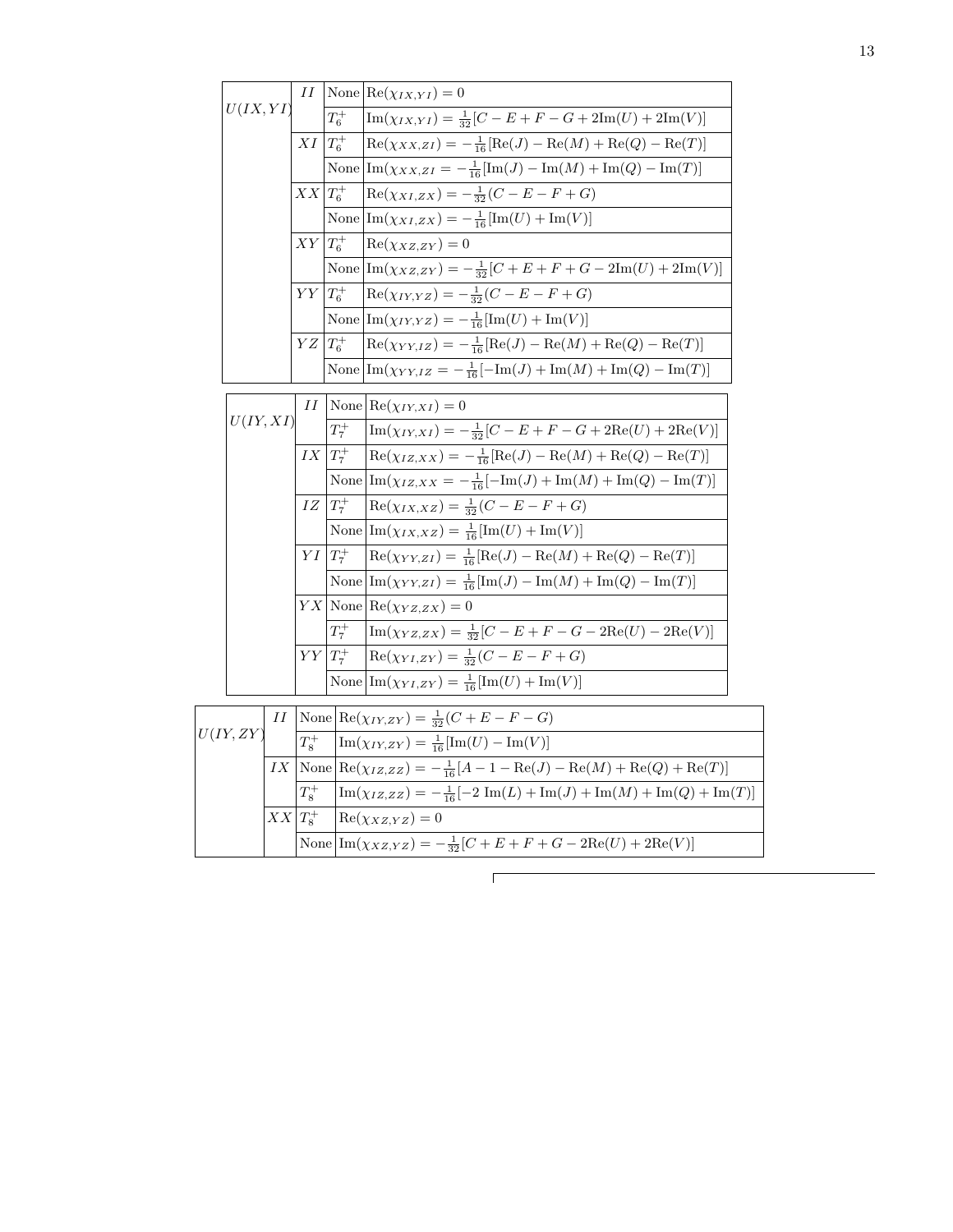| | | | |
|---|---|---|---|
| $U(IX, YI)$ | $II$ | None | $\mathrm{Re}(\chi_{IX,YI}) = 0$ |
| | | $T_6^+$ | $\mathrm{Im}(\chi_{IX,YI}) = \frac{1}{32}[C - E + F - G + 2\mathrm{Im}(U) + 2\mathrm{Im}(V)]$ |
| | $XI$ | $T_6^+$ | $\mathrm{Re}(\chi_{XX,ZI}) = -\frac{1}{16}[\mathrm{Re}(J) - \mathrm{Re}(M) + \mathrm{Re}(Q) - \mathrm{Re}(T)]$ |
| | | None | $\mathrm{Im}(\chi_{XX,ZI} = -\frac{1}{16}[\mathrm{Im}(J) - \mathrm{Im}(M) + \mathrm{Im}(Q) - \mathrm{Im}(T)]$ |
| | $XX$ | $T_6^+$ | $\mathrm{Re}(\chi_{XI,ZX}) = -\frac{1}{32}(C - E - F + G)$ |
| | | None | $\mathrm{Im}(\chi_{XI,ZX}) = -\frac{1}{16}[\mathrm{Im}(U) + \mathrm{Im}(V)]$ |
| | $XY$ | $T_6^+$ | $\mathrm{Re}(\chi_{XZ,ZY}) = 0$ |
| | | None | $\mathrm{Im}(\chi_{XZ,ZY}) = -\frac{1}{32}[C + E + F + G - 2\mathrm{Im}(U) + 2\mathrm{Im}(V)]$ |
| | $YY$ | $T_6^+$ | $\mathrm{Re}(\chi_{IY,YZ}) = -\frac{1}{32}(C - E - F + G)$ |
| | | None | $\mathrm{Im}(\chi_{IY,YZ}) = -\frac{1}{16}[\mathrm{Im}(U) + \mathrm{Im}(V)]$ |
| | $YZ$ | $T_6^+$ | $\mathrm{Re}(\chi_{YY,IZ}) = -\frac{1}{16}[\mathrm{Re}(J) - \mathrm{Re}(M) + \mathrm{Re}(Q) - \mathrm{Re}(T)]$ |
| | | None | $\mathrm{Im}(\chi_{YY,IZ} = -\frac{1}{16}[-\mathrm{Im}(J) + \mathrm{Im}(M) + \mathrm{Im}(Q) - \mathrm{Im}(T)]$ |

| | | | |
|---|---|---|---|
| $U(IY, XI)$ | $II$ | None | $\mathrm{Re}(\chi_{IY,XI}) = 0$ |
| | | $T_7^+$ | $\mathrm{Im}(\chi_{IY,XI}) = -\frac{1}{32}[C - E + F - G + 2\mathrm{Re}(U) + 2\mathrm{Re}(V)]$ |
| | $IX$ | $T_7^+$ | $\mathrm{Re}(\chi_{IZ,XX}) = -\frac{1}{16}[\mathrm{Re}(J) - \mathrm{Re}(M) + \mathrm{Re}(Q) - \mathrm{Re}(T)]$ |
| | | None | $\mathrm{Im}(\chi_{IZ,XX} = -\frac{1}{16}[-\mathrm{Im}(J) + \mathrm{Im}(M) + \mathrm{Im}(Q) - \mathrm{Im}(T)]$ |
| | $IZ$ | $T_7^+$ | $\mathrm{Re}(\chi_{IX,XZ}) = \frac{1}{32}(C - E - F + G)$ |
| | | None | $\mathrm{Im}(\chi_{IX,XZ}) = \frac{1}{16}[\mathrm{Im}(U) + \mathrm{Im}(V)]$ |
| | $YI$ | $T_7^+$ | $\mathrm{Re}(\chi_{YY,ZI}) = \frac{1}{16}[\mathrm{Re}(J) - \mathrm{Re}(M) + \mathrm{Re}(Q) - \mathrm{Re}(T)]$ |
| | | None | $\mathrm{Im}(\chi_{YY,ZI}) = \frac{1}{16}[\mathrm{Im}(J) - \mathrm{Im}(M) + \mathrm{Im}(Q) - \mathrm{Im}(T)]$ |
| | $YX$ | None | $\mathrm{Re}(\chi_{YZ,ZX}) = 0$ |
| | | $T_7^+$ | $\mathrm{Im}(\chi_{YZ,ZX}) = \frac{1}{32}[C - E + F - G - 2\mathrm{Re}(U) - 2\mathrm{Re}(V)]$ |
| | $YY$ | $T_7^+$ | $\mathrm{Re}(\chi_{YI,ZY}) = \frac{1}{32}(C - E - F + G)$ |
| | | None | $\mathrm{Im}(\chi_{YI,ZY}) = \frac{1}{16}[\mathrm{Im}(U) + \mathrm{Im}(V)]$ |

| | | | |
|---|---|---|---|
| $U(IY, ZY)$ | $II$ | None | $\mathrm{Re}(\chi_{IY,ZY}) = \frac{1}{32}(C + E - F - G)$ |
| | | $T_8^+$ | $\mathrm{Im}(\chi_{IY,ZY}) = \frac{1}{16}[\mathrm{Im}(U) - \mathrm{Im}(V)]$ |
| | $IX$ | None | $\mathrm{Re}(\chi_{IZ,ZZ}) = -\frac{1}{16}[A - 1 - \mathrm{Re}(J) - \mathrm{Re}(M) + \mathrm{Re}(Q) + \mathrm{Re}(T)]$ |
| | | $T_8^+$ | $\mathrm{Im}(\chi_{IZ,ZZ}) = -\frac{1}{16}[-2\ \mathrm{Im}(L) + \mathrm{Im}(J) + \mathrm{Im}(M) + \mathrm{Im}(Q) + \mathrm{Im}(T)]$ |
| | $XX$ | $T_8^+$ | $\mathrm{Re}(\chi_{XZ,YZ}) = 0$ |
| | | None | $\mathrm{Im}(\chi_{XZ,YZ}) = -\frac{1}{32}[C + E + F + G - 2\mathrm{Re}(U) + 2\mathrm{Re}(V)]$ |